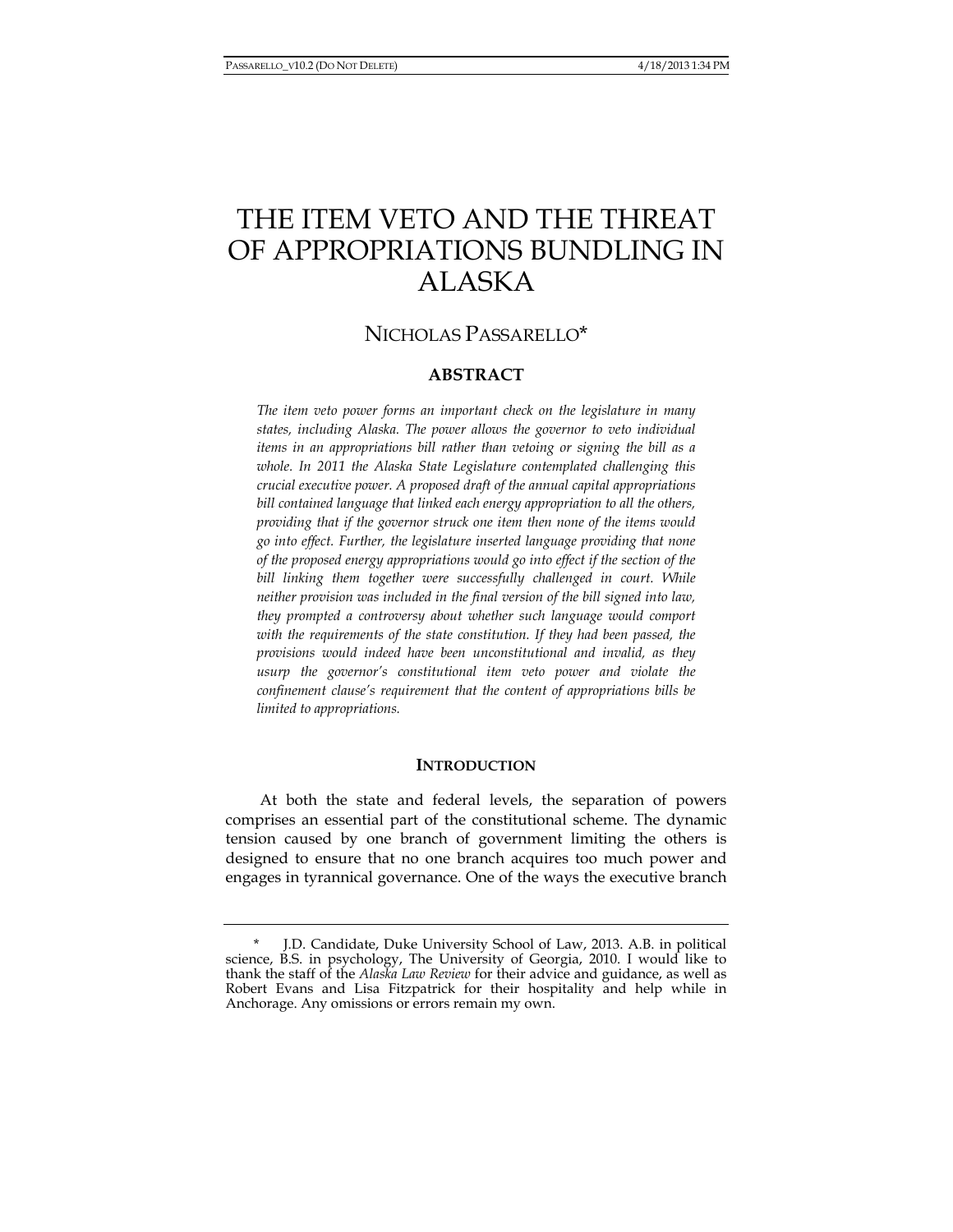# THE ITEM VETO AND THE THREAT OF APPROPRIATIONS BUNDLING IN ALASKA

## NICHOLAS PASSARELLO*

### ABSTRACT

*The item veto power forms an important check on the legislature in many states, including Alaska. The power allows the governor to veto individual items in an appropriations bill rather than vetoing or signing the bill as a whole. In 2011 the Alaska State Legislature contemplated challenging this crucial executive power. A proposed draft of the annual capital appropriations bill contained language that linked each energy appropriation to all the others, providing that if the governor struck one item then none of the items would go into effect. Further, the legislature inserted language providing that none of the proposed energy appropriations would go into effect if the section of the bill linking them together were successfully challenged in court. While neither provision was included in the final version of the bill signed into law, they prompted a controversy about whether such language would comport with the requirements of the state constitution. If they had been passed, the provisions would indeed have been unconstitutional and invalid, as they usurp the governor's constitutional item veto power and violate the confinement clause's requirement that the content of appropriations bills be limited to appropriations.*

### INTRODUCTION

At both the state and federal levels, the separation of powers comprises an essential part of the constitutional scheme. The dynamic tension caused by one branch of government limiting the others is designed to ensure that no one branch acquires too much power and engages in tyrannical governance. One of the ways the executive branch

---

\* J.D. Candidate, Duke University School of Law, 2013. A.B. in political science, B.S. in psychology, The University of Georgia, 2010. I would like to thank the staff of the *Alaska Law Review* for their advice and guidance, as well as Robert Evans and Lisa Fitzpatrick for their hospitality and help while in Anchorage. Any omissions or errors remain my own.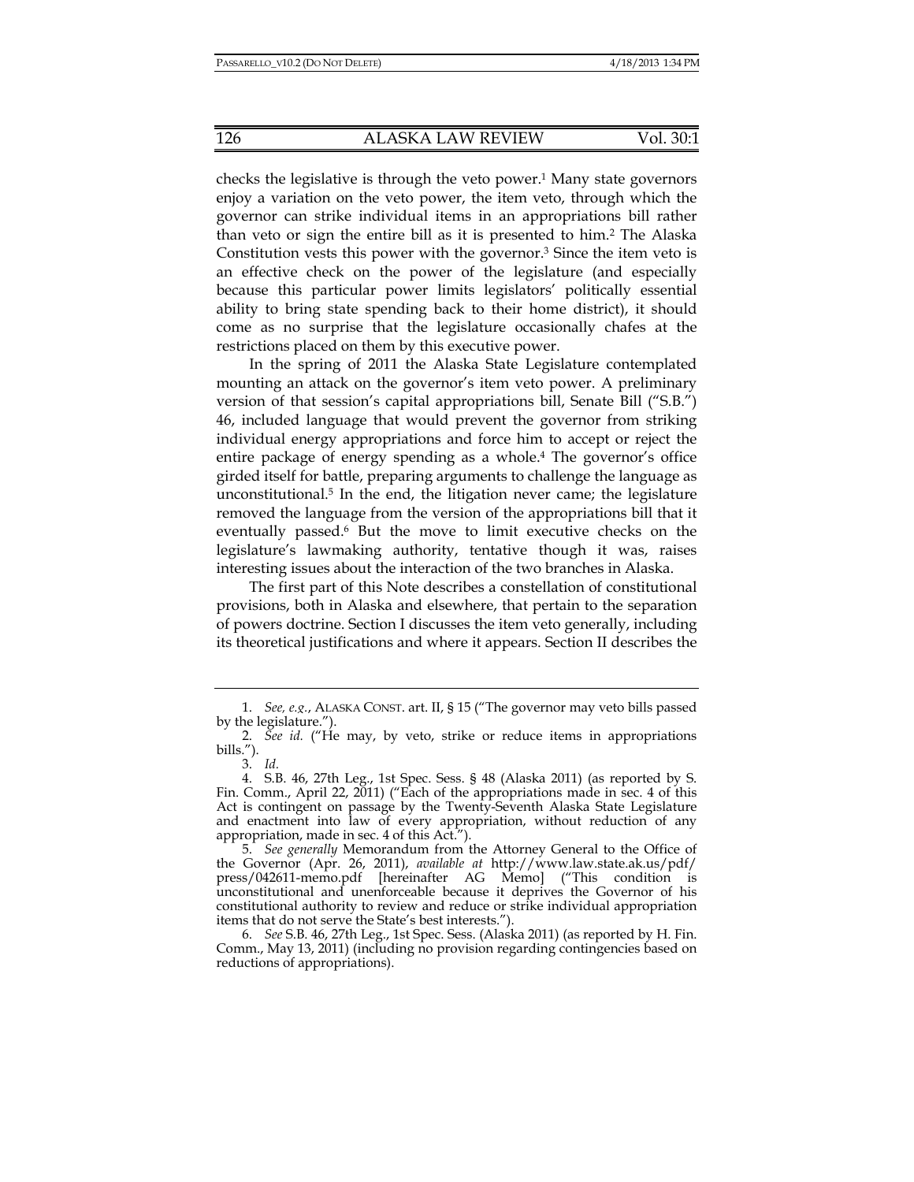checks the legislative is through the veto power.[1] Many state governors enjoy a variation on the veto power, the item veto, through which the governor can strike individual items in an appropriations bill rather than veto or sign the entire bill as it is presented to him.[2] The Alaska Constitution vests this power with the governor.[3] Since the item veto is an effective check on the power of the legislature (and especially because this particular power limits legislators' politically essential ability to bring state spending back to their home district), it should come as no surprise that the legislature occasionally chafes at the restrictions placed on them by this executive power.

In the spring of 2011 the Alaska State Legislature contemplated mounting an attack on the governor's item veto power. A preliminary version of that session's capital appropriations bill, Senate Bill ("S.B.") 46, included language that would prevent the governor from striking individual energy appropriations and force him to accept or reject the entire package of energy spending as a whole.[4] The governor's office girded itself for battle, preparing arguments to challenge the language as unconstitutional.[5] In the end, the litigation never came; the legislature removed the language from the version of the appropriations bill that it eventually passed.[6] But the move to limit executive checks on the legislature's lawmaking authority, tentative though it was, raises interesting issues about the interaction of the two branches in Alaska.

The first part of this Note describes a constellation of constitutional provisions, both in Alaska and elsewhere, that pertain to the separation of powers doctrine. Section I discusses the item veto generally, including its theoretical justifications and where it appears. Section II describes the

---

1. *See, e.g.*, ALASKA CONST. art. II, § 15 ("The governor may veto bills passed by the legislature.").

2. *See id.* ("He may, by veto, strike or reduce items in appropriations bills.").

3. *Id.*

4. S.B. 46, 27th Leg., 1st Spec. Sess. § 48 (Alaska 2011) (as reported by S. Fin. Comm., April 22, 2011) ("Each of the appropriations made in sec. 4 of this Act is contingent on passage by the Twenty-Seventh Alaska State Legislature and enactment into law of every appropriation, without reduction of any appropriation, made in sec. 4 of this Act.").

5. *See generally* Memorandum from the Attorney General to the Office of the Governor (Apr. 26, 2011), *available at* http://www.law.state.ak.us/pdf/press/042611-memo.pdf [hereinafter AG Memo] ("This condition is unconstitutional and unenforceable because it deprives the Governor of his constitutional authority to review and reduce or strike individual appropriation items that do not serve the State's best interests.").

6. *See* S.B. 46, 27th Leg., 1st Spec. Sess. (Alaska 2011) (as reported by H. Fin. Comm., May 13, 2011) (including no provision regarding contingencies based on reductions of appropriations).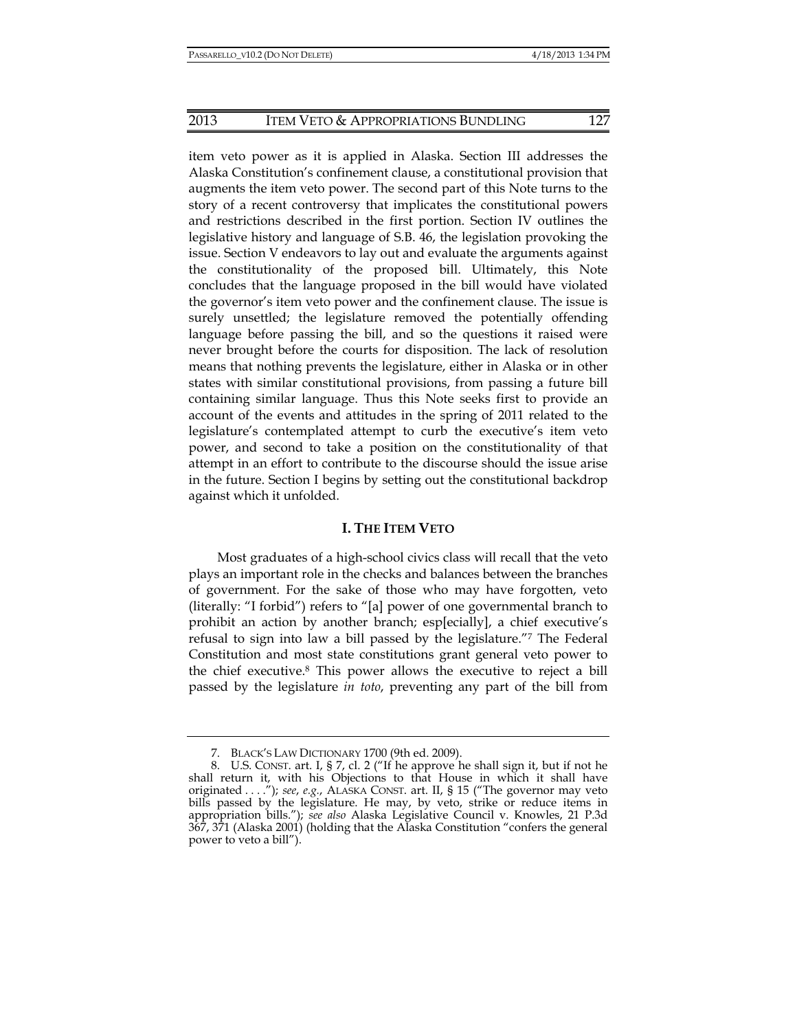item veto power as it is applied in Alaska. Section III addresses the Alaska Constitution's confinement clause, a constitutional provision that augments the item veto power. The second part of this Note turns to the story of a recent controversy that implicates the constitutional powers and restrictions described in the first portion. Section IV outlines the legislative history and language of S.B. 46, the legislation provoking the issue. Section V endeavors to lay out and evaluate the arguments against the constitutionality of the proposed bill. Ultimately, this Note concludes that the language proposed in the bill would have violated the governor's item veto power and the confinement clause. The issue is surely unsettled; the legislature removed the potentially offending language before passing the bill, and so the questions it raised were never brought before the courts for disposition. The lack of resolution means that nothing prevents the legislature, either in Alaska or in other states with similar constitutional provisions, from passing a future bill containing similar language. Thus this Note seeks first to provide an account of the events and attitudes in the spring of 2011 related to the legislature's contemplated attempt to curb the executive's item veto power, and second to take a position on the constitutionality of that attempt in an effort to contribute to the discourse should the issue arise in the future. Section I begins by setting out the constitutional backdrop against which it unfolded.

## I. THE ITEM VETO

Most graduates of a high-school civics class will recall that the veto plays an important role in the checks and balances between the branches of government. For the sake of those who may have forgotten, veto (literally: "I forbid") refers to "[a] power of one governmental branch to prohibit an action by another branch; esp[ecially], a chief executive's refusal to sign into law a bill passed by the legislature."[7] The Federal Constitution and most state constitutions grant general veto power to the chief executive.[8] This power allows the executive to reject a bill passed by the legislature *in toto*, preventing any part of the bill from

---

7. BLACK'S LAW DICTIONARY 1700 (9th ed. 2009).

8. U.S. CONST. art. I, § 7, cl. 2 ("If he approve he shall sign it, but if not he shall return it, with his Objections to that House in which it shall have originated . . . ."); *see*, *e.g.*, ALASKA CONST. art. II, § 15 ("The governor may veto bills passed by the legislature. He may, by veto, strike or reduce items in appropriation bills."); *see also* Alaska Legislative Council v. Knowles, 21 P.3d 367, 371 (Alaska 2001) (holding that the Alaska Constitution "confers the general power to veto a bill").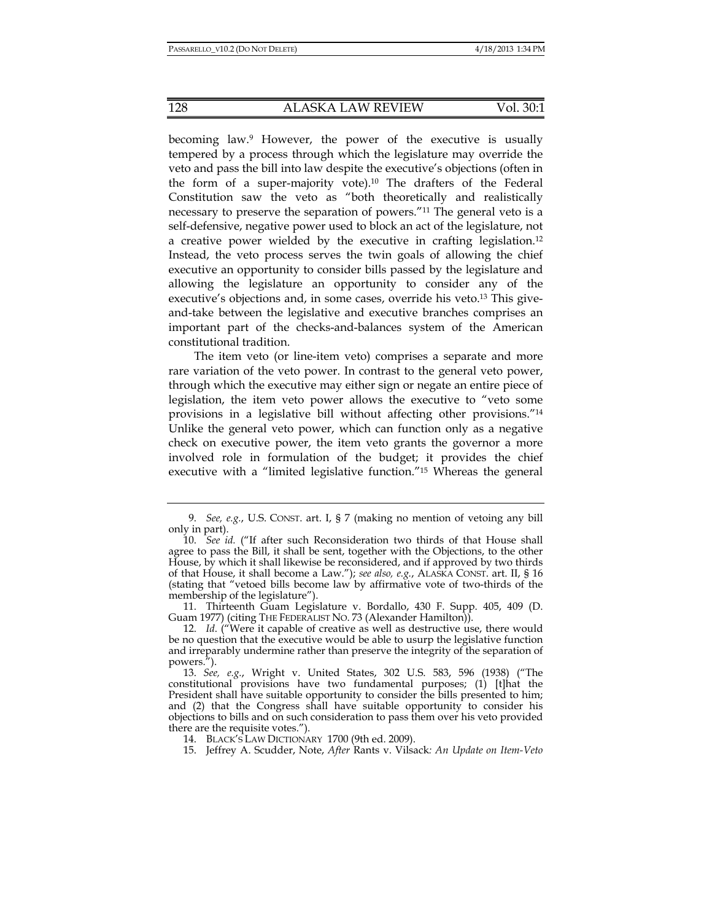becoming law.[9] However, the power of the executive is usually tempered by a process through which the legislature may override the veto and pass the bill into law despite the executive's objections (often in the form of a super-majority vote).[10] The drafters of the Federal Constitution saw the veto as "both theoretically and realistically necessary to preserve the separation of powers."[11] The general veto is a self-defensive, negative power used to block an act of the legislature, not a creative power wielded by the executive in crafting legislation.[12] Instead, the veto process serves the twin goals of allowing the chief executive an opportunity to consider bills passed by the legislature and allowing the legislature an opportunity to consider any of the executive's objections and, in some cases, override his veto.[13] This give-and-take between the legislative and executive branches comprises an important part of the checks-and-balances system of the American constitutional tradition.

The item veto (or line-item veto) comprises a separate and more rare variation of the veto power. In contrast to the general veto power, through which the executive may either sign or negate an entire piece of legislation, the item veto power allows the executive to "veto some provisions in a legislative bill without affecting other provisions."[14] Unlike the general veto power, which can function only as a negative check on executive power, the item veto grants the governor a more involved role in formulation of the budget; it provides the chief executive with a "limited legislative function."[15] Whereas the general

---

9. *See, e.g.*, U.S. CONST. art. I, § 7 (making no mention of vetoing any bill only in part).

10. *See id.* ("If after such Reconsideration two thirds of that House shall agree to pass the Bill, it shall be sent, together with the Objections, to the other House, by which it shall likewise be reconsidered, and if approved by two thirds of that House, it shall become a Law."); *see also, e.g.*, ALASKA CONST. art. II, § 16 (stating that "vetoed bills become law by affirmative vote of two-thirds of the membership of the legislature").

11. Thirteenth Guam Legislature v. Bordallo, 430 F. Supp. 405, 409 (D. Guam 1977) (citing THE FEDERALIST NO. 73 (Alexander Hamilton)).

12. *Id.* ("Were it capable of creative as well as destructive use, there would be no question that the executive would be able to usurp the legislative function and irreparably undermine rather than preserve the integrity of the separation of powers.").

13. *See, e.g.*, Wright v. United States, 302 U.S. 583, 596 (1938) ("The constitutional provisions have two fundamental purposes; (1) [t]hat the President shall have suitable opportunity to consider the bills presented to him; and (2) that the Congress shall have suitable opportunity to consider his objections to bills and on such consideration to pass them over his veto provided there are the requisite votes.").

14. BLACK'S LAW DICTIONARY 1700 (9th ed. 2009).

15. Jeffrey A. Scudder, Note, *After* Rants v. Vilsack*: An Update on Item-Veto*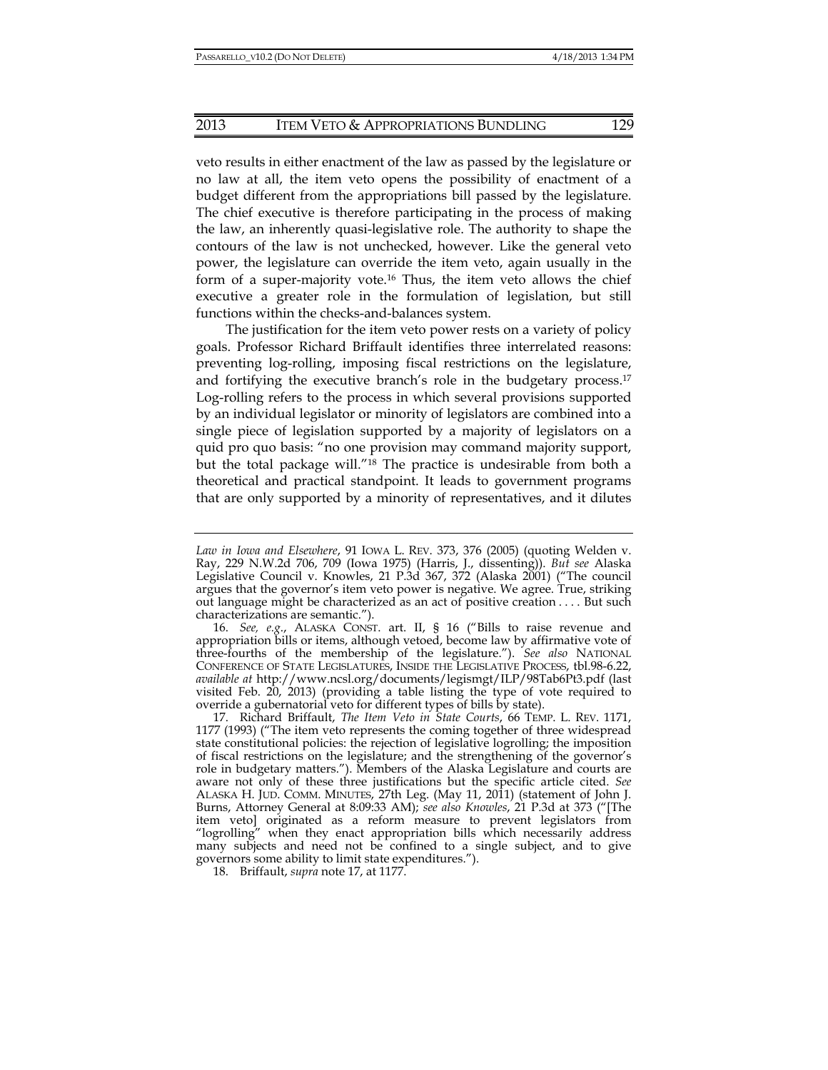veto results in either enactment of the law as passed by the legislature or no law at all, the item veto opens the possibility of enactment of a budget different from the appropriations bill passed by the legislature. The chief executive is therefore participating in the process of making the law, an inherently quasi-legislative role. The authority to shape the contours of the law is not unchecked, however. Like the general veto power, the legislature can override the item veto, again usually in the form of a super-majority vote.[16] Thus, the item veto allows the chief executive a greater role in the formulation of legislation, but still functions within the checks-and-balances system.

The justification for the item veto power rests on a variety of policy goals. Professor Richard Briffault identifies three interrelated reasons: preventing log-rolling, imposing fiscal restrictions on the legislature, and fortifying the executive branch's role in the budgetary process.[17] Log-rolling refers to the process in which several provisions supported by an individual legislator or minority of legislators are combined into a single piece of legislation supported by a majority of legislators on a quid pro quo basis: "no one provision may command majority support, but the total package will."[18] The practice is undesirable from both a theoretical and practical standpoint. It leads to government programs that are only supported by a minority of representatives, and it dilutes

---

*Law in Iowa and Elsewhere*, 91 IOWA L. REV. 373, 376 (2005) (quoting Welden v. Ray, 229 N.W.2d 706, 709 (Iowa 1975) (Harris, J., dissenting)). *But see* Alaska Legislative Council v. Knowles, 21 P.3d 367, 372 (Alaska 2001) ("The council argues that the governor's item veto power is negative. We agree. True, striking out language might be characterized as an act of positive creation . . . . But such characterizations are semantic.").

16. *See, e.g.*, ALASKA CONST. art. II, § 16 ("Bills to raise revenue and appropriation bills or items, although vetoed, become law by affirmative vote of three-fourths of the membership of the legislature."). *See also* NATIONAL CONFERENCE OF STATE LEGISLATURES, INSIDE THE LEGISLATIVE PROCESS, tbl.98-6.22, *available at* http://www.ncsl.org/documents/legismgt/ILP/98Tab6Pt3.pdf (last visited Feb. 20, 2013) (providing a table listing the type of vote required to override a gubernatorial veto for different types of bills by state).

17. Richard Briffault, *The Item Veto in State Courts*, 66 TEMP. L. REV. 1171, 1177 (1993) ("The item veto represents the coming together of three widespread state constitutional policies: the rejection of legislative logrolling; the imposition of fiscal restrictions on the legislature; and the strengthening of the governor's role in budgetary matters."). Members of the Alaska Legislature and courts are aware not only of these three justifications but the specific article cited. *See* ALASKA H. JUD. COMM. MINUTES, 27th Leg. (May 11, 2011) (statement of John J. Burns, Attorney General at 8:09:33 AM); *see also Knowles*, 21 P.3d at 373 ("[The item veto] originated as a reform measure to prevent legislators from "logrolling" when they enact appropriation bills which necessarily address many subjects and need not be confined to a single subject, and to give governors some ability to limit state expenditures.").

18. Briffault, *supra* note 17, at 1177.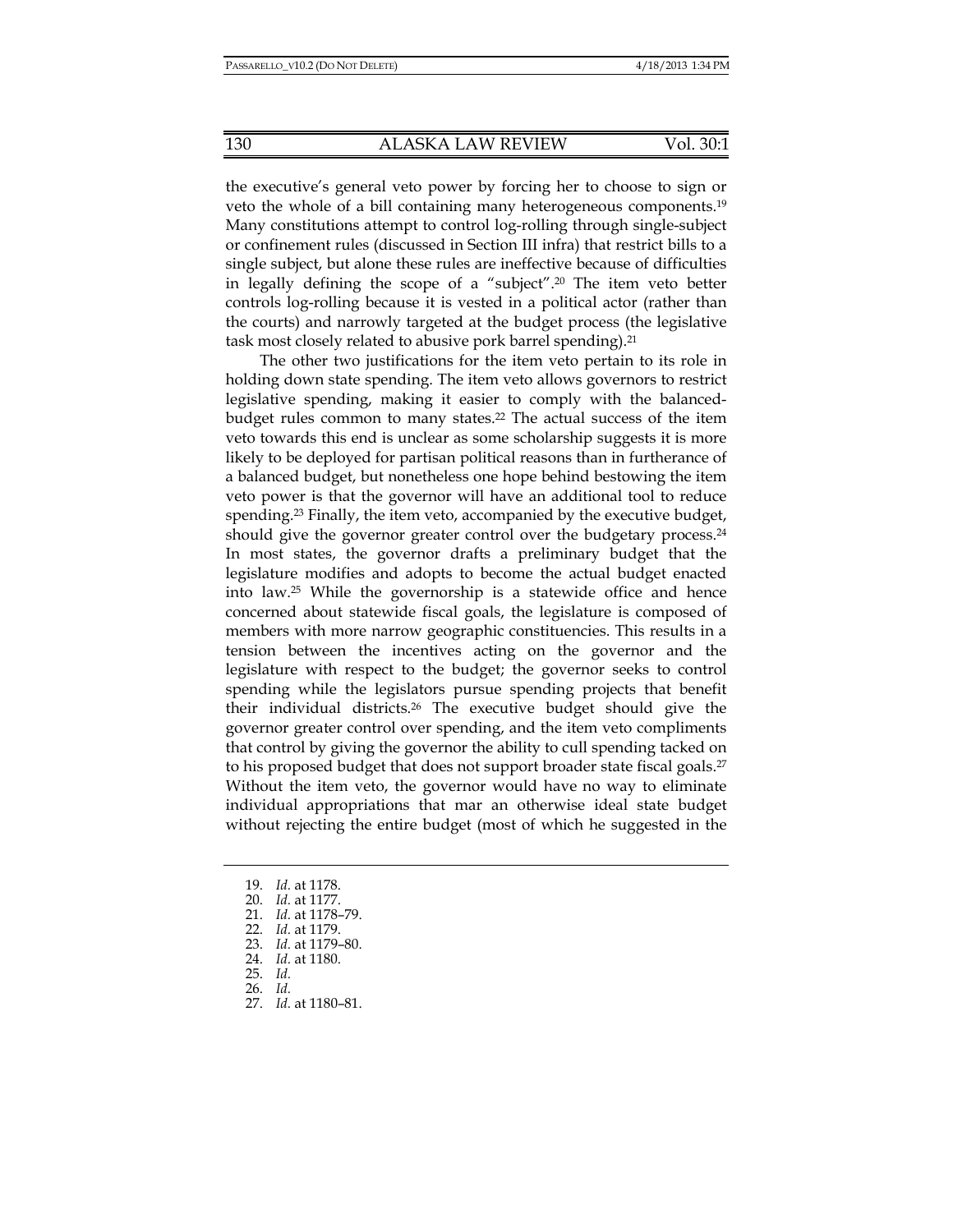the executive's general veto power by forcing her to choose to sign or veto the whole of a bill containing many heterogeneous components.[19] Many constitutions attempt to control log-rolling through single-subject or confinement rules (discussed in Section III infra) that restrict bills to a single subject, but alone these rules are ineffective because of difficulties in legally defining the scope of a "subject".[20] The item veto better controls log-rolling because it is vested in a political actor (rather than the courts) and narrowly targeted at the budget process (the legislative task most closely related to abusive pork barrel spending).[21]

The other two justifications for the item veto pertain to its role in holding down state spending. The item veto allows governors to restrict legislative spending, making it easier to comply with the balanced-budget rules common to many states.[22] The actual success of the item veto towards this end is unclear as some scholarship suggests it is more likely to be deployed for partisan political reasons than in furtherance of a balanced budget, but nonetheless one hope behind bestowing the item veto power is that the governor will have an additional tool to reduce spending.[23] Finally, the item veto, accompanied by the executive budget, should give the governor greater control over the budgetary process.[24] In most states, the governor drafts a preliminary budget that the legislature modifies and adopts to become the actual budget enacted into law.[25] While the governorship is a statewide office and hence concerned about statewide fiscal goals, the legislature is composed of members with more narrow geographic constituencies. This results in a tension between the incentives acting on the governor and the legislature with respect to the budget; the governor seeks to control spending while the legislators pursue spending projects that benefit their individual districts.[26] The executive budget should give the governor greater control over spending, and the item veto compliments that control by giving the governor the ability to cull spending tacked on to his proposed budget that does not support broader state fiscal goals.[27] Without the item veto, the governor would have no way to eliminate individual appropriations that mar an otherwise ideal state budget without rejecting the entire budget (most of which he suggested in the

---

19. *Id.* at 1178.
20. *Id.* at 1177.
21. *Id.* at 1178–79.
22. *Id.* at 1179.
23. *Id.* at 1179–80.
24. *Id.* at 1180.
25. *Id.*
26. *Id.*
27. *Id.* at 1180–81.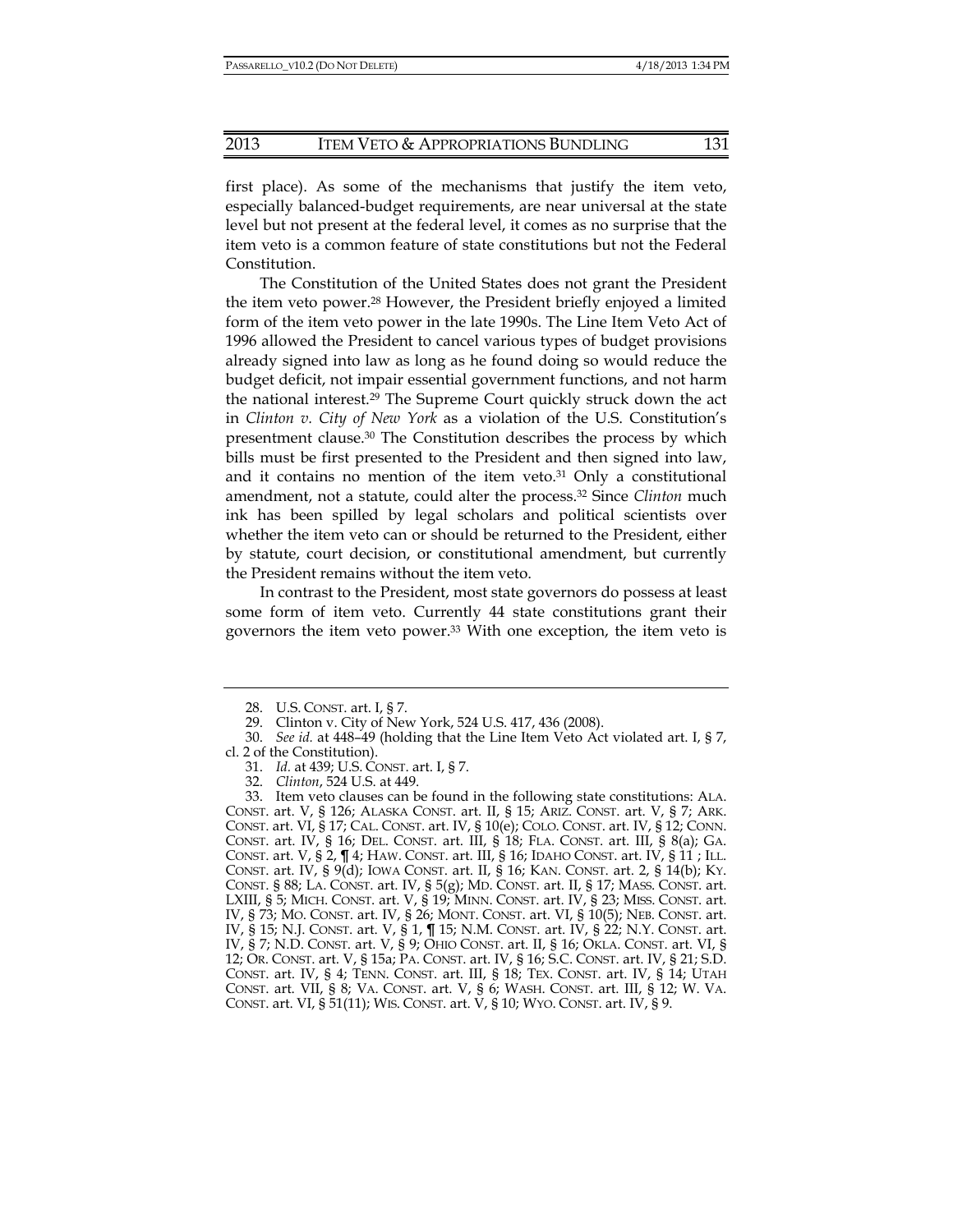first place). As some of the mechanisms that justify the item veto, especially balanced-budget requirements, are near universal at the state level but not present at the federal level, it comes as no surprise that the item veto is a common feature of state constitutions but not the Federal Constitution.

The Constitution of the United States does not grant the President the item veto power.[28] However, the President briefly enjoyed a limited form of the item veto power in the late 1990s. The Line Item Veto Act of 1996 allowed the President to cancel various types of budget provisions already signed into law as long as he found doing so would reduce the budget deficit, not impair essential government functions, and not harm the national interest.[29] The Supreme Court quickly struck down the act in *Clinton v. City of New York* as a violation of the U.S. Constitution's presentment clause.[30] The Constitution describes the process by which bills must be first presented to the President and then signed into law, and it contains no mention of the item veto.[31] Only a constitutional amendment, not a statute, could alter the process.[32] Since *Clinton* much ink has been spilled by legal scholars and political scientists over whether the item veto can or should be returned to the President, either by statute, court decision, or constitutional amendment, but currently the President remains without the item veto.

In contrast to the President, most state governors do possess at least some form of item veto. Currently 44 state constitutions grant their governors the item veto power.[33] With one exception, the item veto is

---

28. U.S. CONST. art. I, § 7.

29. Clinton v. City of New York, 524 U.S. 417, 436 (2008).

30. *See id.* at 448–49 (holding that the Line Item Veto Act violated art. I, § 7, cl. 2 of the Constitution).

31. *Id.* at 439; U.S. CONST. art. I, § 7.

32. *Clinton*, 524 U.S. at 449.

33. Item veto clauses can be found in the following state constitutions: ALA. CONST. art. V, § 126; ALASKA CONST. art. II, § 15; ARIZ. CONST. art. V, § 7; ARK. CONST. art. VI, § 17; CAL. CONST. art. IV, § 10(e); COLO. CONST. art. IV, § 12; CONN. CONST. art. IV, § 16; DEL. CONST. art. III, § 18; FLA. CONST. art. III, § 8(a); GA. CONST. art. V, § 2, ¶ 4; HAW. CONST. art. III, § 16; IDAHO CONST. art. IV, § 11 ; ILL. CONST. art. IV, § 9(d); IOWA CONST. art. II, § 16; KAN. CONST. art. 2, § 14(b); KY. CONST. § 88; LA. CONST. art. IV, § 5(g); MD. CONST. art. II, § 17; MASS. CONST. art. LXIII, § 5; MICH. CONST. art. V, § 19; MINN. CONST. art. IV, § 23; MISS. CONST. art. IV, § 73; MO. CONST. art. IV, § 26; MONT. CONST. art. VI, § 10(5); NEB. CONST. art. IV, § 15; N.J. CONST. art. V, § 1, ¶ 15; N.M. CONST. art. IV, § 22; N.Y. CONST. art. IV, § 7; N.D. CONST. art. V, § 9; OHIO CONST. art. II, § 16; OKLA. CONST. art. VI, § 12; OR. CONST. art. V, § 15a; PA. CONST. art. IV, § 16; S.C. CONST. art. IV, § 21; S.D. CONST. art. IV, § 4; TENN. CONST. art. III, § 18; TEX. CONST. art. IV, § 14; UTAH CONST. art. VII, § 8; VA. CONST. art. V, § 6; WASH. CONST. art. III, § 12; W. VA. CONST. art. VI, § 51(11); WIS. CONST. art. V, § 10; WYO. CONST. art. IV, § 9.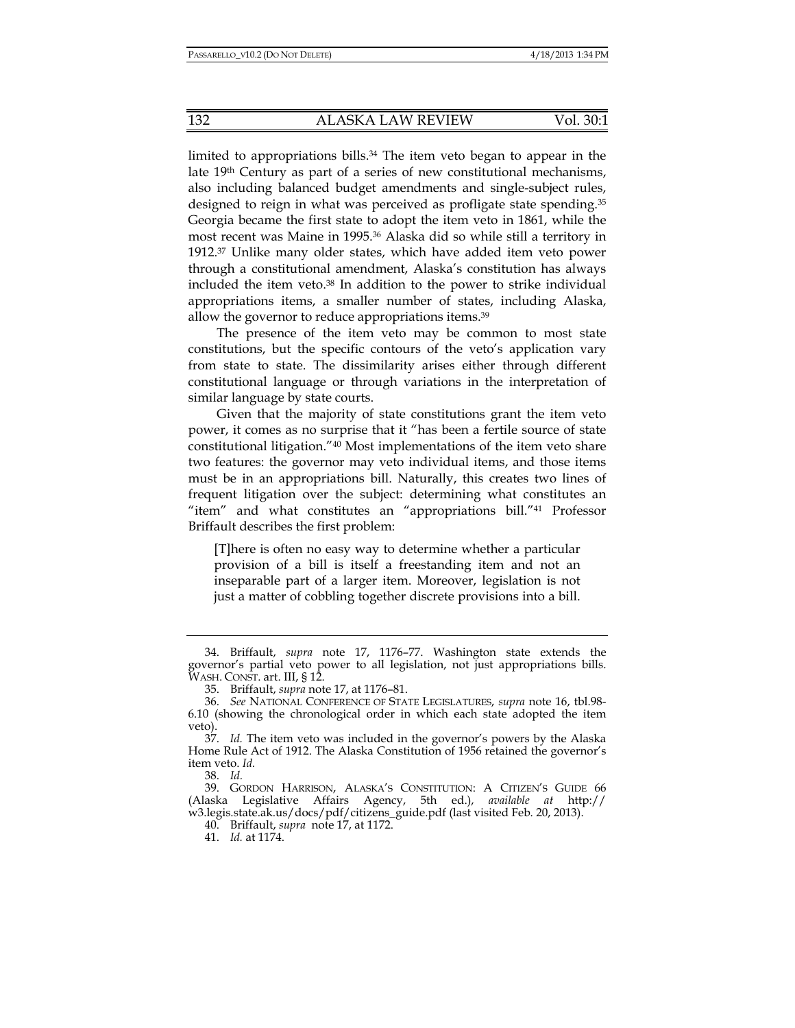limited to appropriations bills.[34] The item veto began to appear in the late 19th Century as part of a series of new constitutional mechanisms, also including balanced budget amendments and single-subject rules, designed to reign in what was perceived as profligate state spending.[35] Georgia became the first state to adopt the item veto in 1861, while the most recent was Maine in 1995.[36] Alaska did so while still a territory in 1912.[37] Unlike many older states, which have added item veto power through a constitutional amendment, Alaska's constitution has always included the item veto.[38] In addition to the power to strike individual appropriations items, a smaller number of states, including Alaska, allow the governor to reduce appropriations items.[39]

The presence of the item veto may be common to most state constitutions, but the specific contours of the veto's application vary from state to state. The dissimilarity arises either through different constitutional language or through variations in the interpretation of similar language by state courts.

Given that the majority of state constitutions grant the item veto power, it comes as no surprise that it "has been a fertile source of state constitutional litigation."[40] Most implementations of the item veto share two features: the governor may veto individual items, and those items must be in an appropriations bill. Naturally, this creates two lines of frequent litigation over the subject: determining what constitutes an "item" and what constitutes an "appropriations bill."[41] Professor Briffault describes the first problem:

> [T]here is often no easy way to determine whether a particular provision of a bill is itself a freestanding item and not an inseparable part of a larger item. Moreover, legislation is not just a matter of cobbling together discrete provisions into a bill.

---

34. Briffault, *supra* note 17, 1176–77. Washington state extends the governor's partial veto power to all legislation, not just appropriations bills. WASH. CONST. art. III, § 12.

35. Briffault, *supra* note 17, at 1176–81.

36. *See* NATIONAL CONFERENCE OF STATE LEGISLATURES, *supra* note 16, tbl.98-6.10 (showing the chronological order in which each state adopted the item veto).

37. *Id.* The item veto was included in the governor's powers by the Alaska Home Rule Act of 1912. The Alaska Constitution of 1956 retained the governor's item veto. *Id.*

38. *Id.*

39. GORDON HARRISON, ALASKA'S CONSTITUTION: A CITIZEN'S GUIDE 66 (Alaska Legislative Affairs Agency, 5th ed.), *available at* http://w3.legis.state.ak.us/docs/pdf/citizens_guide.pdf (last visited Feb. 20, 2013).

40. Briffault, *supra* note 17, at 1172.

41. *Id.* at 1174.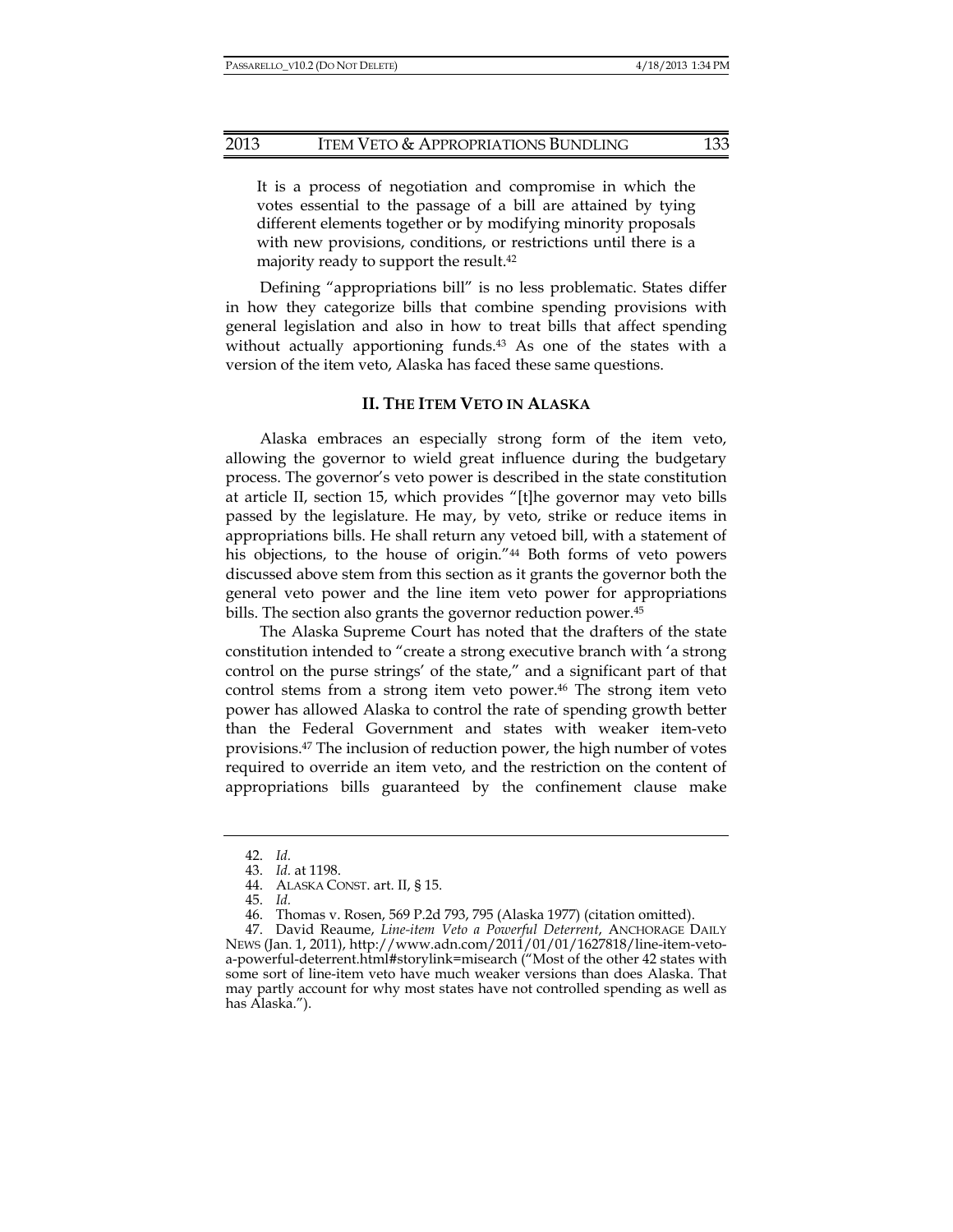> It is a process of negotiation and compromise in which the votes essential to the passage of a bill are attained by tying different elements together or by modifying minority proposals with new provisions, conditions, or restrictions until there is a majority ready to support the result.[42]

Defining "appropriations bill" is no less problematic. States differ in how they categorize bills that combine spending provisions with general legislation and also in how to treat bills that affect spending without actually apportioning funds.[43] As one of the states with a version of the item veto, Alaska has faced these same questions.

## II. THE ITEM VETO IN ALASKA

Alaska embraces an especially strong form of the item veto, allowing the governor to wield great influence during the budgetary process. The governor's veto power is described in the state constitution at article II, section 15, which provides "[t]he governor may veto bills passed by the legislature. He may, by veto, strike or reduce items in appropriations bills. He shall return any vetoed bill, with a statement of his objections, to the house of origin."[44] Both forms of veto powers discussed above stem from this section as it grants the governor both the general veto power and the line item veto power for appropriations bills. The section also grants the governor reduction power.[45]

The Alaska Supreme Court has noted that the drafters of the state constitution intended to "create a strong executive branch with 'a strong control on the purse strings' of the state," and a significant part of that control stems from a strong item veto power.[46] The strong item veto power has allowed Alaska to control the rate of spending growth better than the Federal Government and states with weaker item-veto provisions.[47] The inclusion of reduction power, the high number of votes required to override an item veto, and the restriction on the content of appropriations bills guaranteed by the confinement clause make

---

42. *Id.*

43. *Id.* at 1198.

44. ALASKA CONST. art. II, § 15.

45. *Id.*

46. Thomas v. Rosen, 569 P.2d 793, 795 (Alaska 1977) (citation omitted).

47. David Reaume, *Line-item Veto a Powerful Deterrent*, ANCHORAGE DAILY NEWS (Jan. 1, 2011), http://www.adn.com/2011/01/01/1627818/line-item-veto-a-powerful-deterrent.html#storylink=misearch ("Most of the other 42 states with some sort of line-item veto have much weaker versions than does Alaska. That may partly account for why most states have not controlled spending as well as has Alaska.").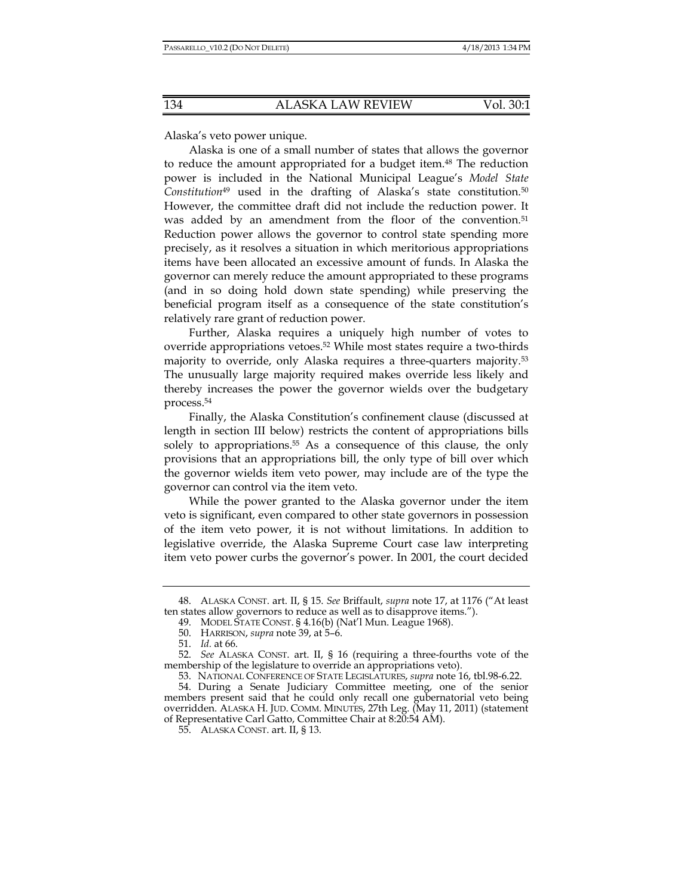Alaska's veto power unique.

Alaska is one of a small number of states that allows the governor to reduce the amount appropriated for a budget item.[48] The reduction power is included in the National Municipal League's *Model State Constitution*[49] used in the drafting of Alaska's state constitution.[50] However, the committee draft did not include the reduction power. It was added by an amendment from the floor of the convention.[51] Reduction power allows the governor to control state spending more precisely, as it resolves a situation in which meritorious appropriations items have been allocated an excessive amount of funds. In Alaska the governor can merely reduce the amount appropriated to these programs (and in so doing hold down state spending) while preserving the beneficial program itself as a consequence of the state constitution's relatively rare grant of reduction power.

Further, Alaska requires a uniquely high number of votes to override appropriations vetoes.[52] While most states require a two-thirds majority to override, only Alaska requires a three-quarters majority.[53] The unusually large majority required makes override less likely and thereby increases the power the governor wields over the budgetary process.[54]

Finally, the Alaska Constitution's confinement clause (discussed at length in section III below) restricts the content of appropriations bills solely to appropriations.[55] As a consequence of this clause, the only provisions that an appropriations bill, the only type of bill over which the governor wields item veto power, may include are of the type the governor can control via the item veto.

While the power granted to the Alaska governor under the item veto is significant, even compared to other state governors in possession of the item veto power, it is not without limitations. In addition to legislative override, the Alaska Supreme Court case law interpreting item veto power curbs the governor's power. In 2001, the court decided

---

48. ALASKA CONST. art. II, § 15. *See* Briffault, *supra* note 17, at 1176 ("At least ten states allow governors to reduce as well as to disapprove items.").

49. MODEL STATE CONST. § 4.16(b) (Nat'l Mun. League 1968).

50. HARRISON, *supra* note 39, at 5–6.

51. *Id.* at 66.

52. *See* ALASKA CONST. art. II, § 16 (requiring a three-fourths vote of the membership of the legislature to override an appropriations veto).

53. NATIONAL CONFERENCE OF STATE LEGISLATURES, *supra* note 16, tbl.98-6.22.

54. During a Senate Judiciary Committee meeting, one of the senior members present said that he could only recall one gubernatorial veto being overridden. ALASKA H. JUD. COMM. MINUTES, 27th Leg. (May 11, 2011) (statement of Representative Carl Gatto, Committee Chair at 8:20:54 AM).

55. ALASKA CONST. art. II, § 13.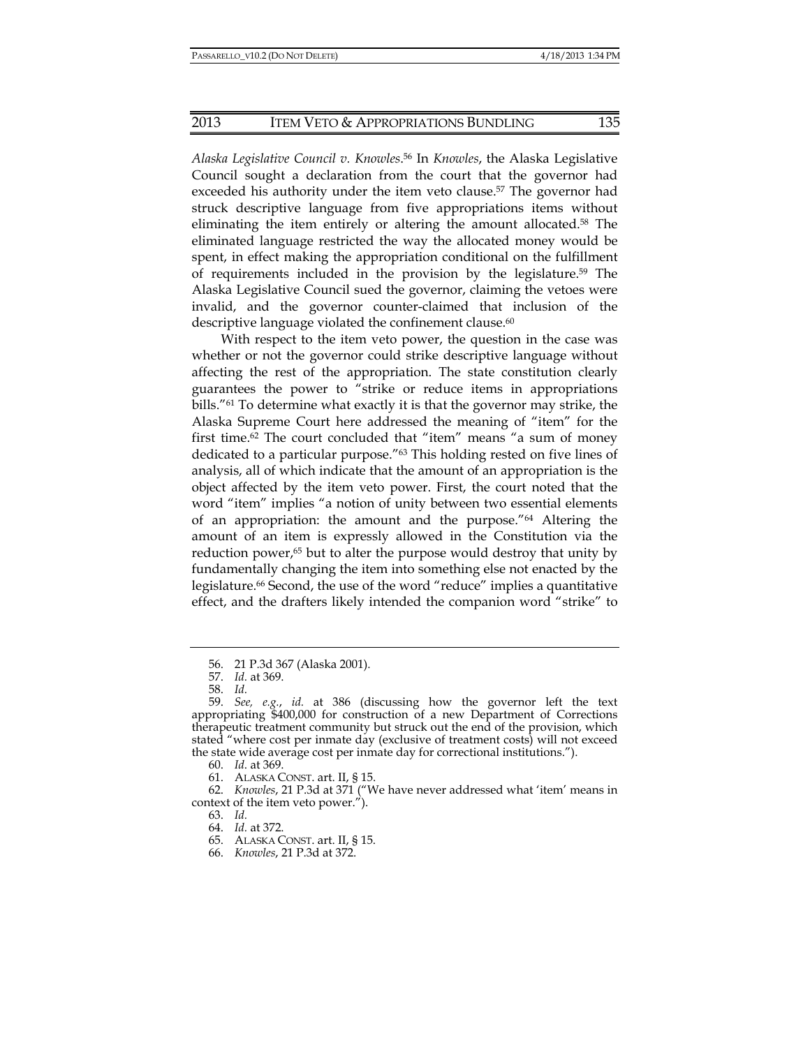*Alaska Legislative Council v. Knowles*.[56] In *Knowles*, the Alaska Legislative Council sought a declaration from the court that the governor had exceeded his authority under the item veto clause.[57] The governor had struck descriptive language from five appropriations items without eliminating the item entirely or altering the amount allocated.[58] The eliminated language restricted the way the allocated money would be spent, in effect making the appropriation conditional on the fulfillment of requirements included in the provision by the legislature.[59] The Alaska Legislative Council sued the governor, claiming the vetoes were invalid, and the governor counter-claimed that inclusion of the descriptive language violated the confinement clause.[60]

With respect to the item veto power, the question in the case was whether or not the governor could strike descriptive language without affecting the rest of the appropriation. The state constitution clearly guarantees the power to "strike or reduce items in appropriations bills."[61] To determine what exactly it is that the governor may strike, the Alaska Supreme Court here addressed the meaning of "item" for the first time.[62] The court concluded that "item" means "a sum of money dedicated to a particular purpose."[63] This holding rested on five lines of analysis, all of which indicate that the amount of an appropriation is the object affected by the item veto power. First, the court noted that the word "item" implies "a notion of unity between two essential elements of an appropriation: the amount and the purpose."[64] Altering the amount of an item is expressly allowed in the Constitution via the reduction power,[65] but to alter the purpose would destroy that unity by fundamentally changing the item into something else not enacted by the legislature.[66] Second, the use of the word "reduce" implies a quantitative effect, and the drafters likely intended the companion word "strike" to

---

56. 21 P.3d 367 (Alaska 2001).
57. *Id.* at 369.
58. *Id.*
59. *See, e.g.*, *id.* at 386 (discussing how the governor left the text appropriating $400,000 for construction of a new Department of Corrections therapeutic treatment community but struck out the end of the provision, which stated "where cost per inmate day (exclusive of treatment costs) will not exceed the state wide average cost per inmate day for correctional institutions.").
60. *Id*. at 369.
61. ALASKA CONST. art. II, § 15.
62. *Knowles*, 21 P.3d at 371 ("We have never addressed what 'item' means in context of the item veto power.").
63. *Id.*
64. *Id.* at 372.
65. ALASKA CONST. art. II, § 15.
66. *Knowles*, 21 P.3d at 372.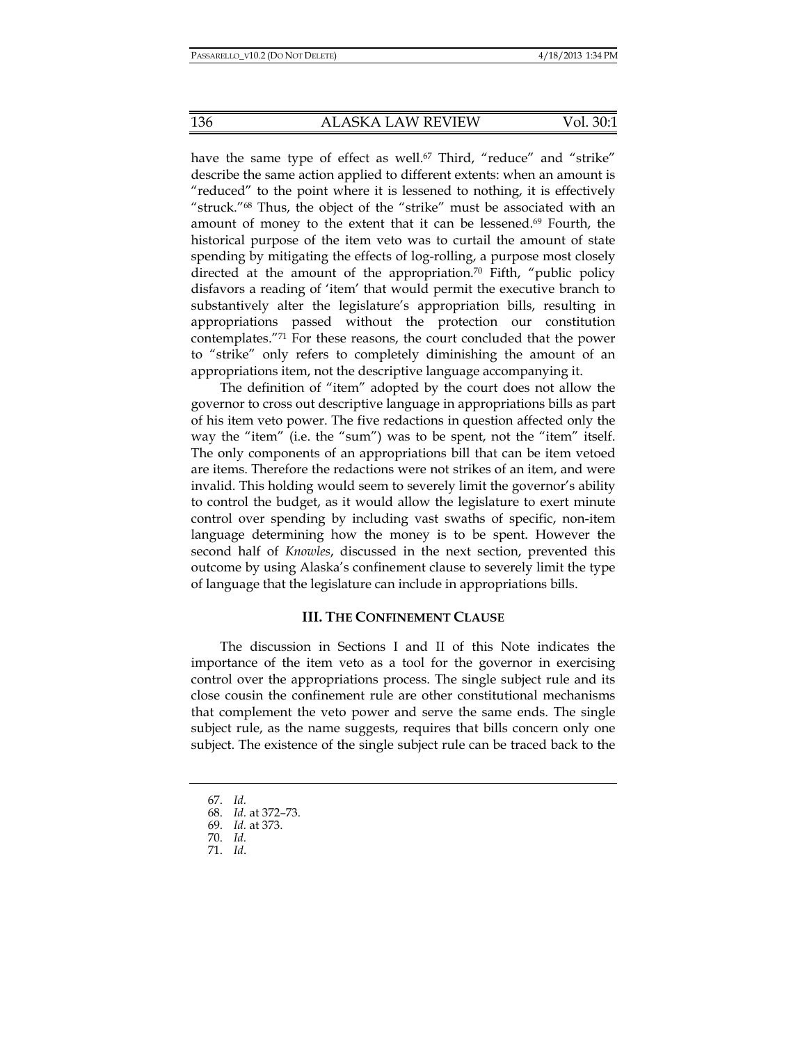have the same type of effect as well.[67] Third, "reduce" and "strike" describe the same action applied to different extents: when an amount is "reduced" to the point where it is lessened to nothing, it is effectively "struck."[68] Thus, the object of the "strike" must be associated with an amount of money to the extent that it can be lessened.[69] Fourth, the historical purpose of the item veto was to curtail the amount of state spending by mitigating the effects of log-rolling, a purpose most closely directed at the amount of the appropriation.[70] Fifth, "public policy disfavors a reading of 'item' that would permit the executive branch to substantively alter the legislature's appropriation bills, resulting in appropriations passed without the protection our constitution contemplates."[71] For these reasons, the court concluded that the power to "strike" only refers to completely diminishing the amount of an appropriations item, not the descriptive language accompanying it.

The definition of "item" adopted by the court does not allow the governor to cross out descriptive language in appropriations bills as part of his item veto power. The five redactions in question affected only the way the "item" (i.e. the "sum") was to be spent, not the "item" itself. The only components of an appropriations bill that can be item vetoed are items. Therefore the redactions were not strikes of an item, and were invalid. This holding would seem to severely limit the governor's ability to control the budget, as it would allow the legislature to exert minute control over spending by including vast swaths of specific, non-item language determining how the money is to be spent. However the second half of *Knowles*, discussed in the next section, prevented this outcome by using Alaska's confinement clause to severely limit the type of language that the legislature can include in appropriations bills.

### III. THE CONFINEMENT CLAUSE

The discussion in Sections I and II of this Note indicates the importance of the item veto as a tool for the governor in exercising control over the appropriations process. The single subject rule and its close cousin the confinement rule are other constitutional mechanisms that complement the veto power and serve the same ends. The single subject rule, as the name suggests, requires that bills concern only one subject. The existence of the single subject rule can be traced back to the

---

67. *Id.*
68. *Id.* at 372–73.
69. *Id.* at 373.
70. *Id.*
71. *Id*.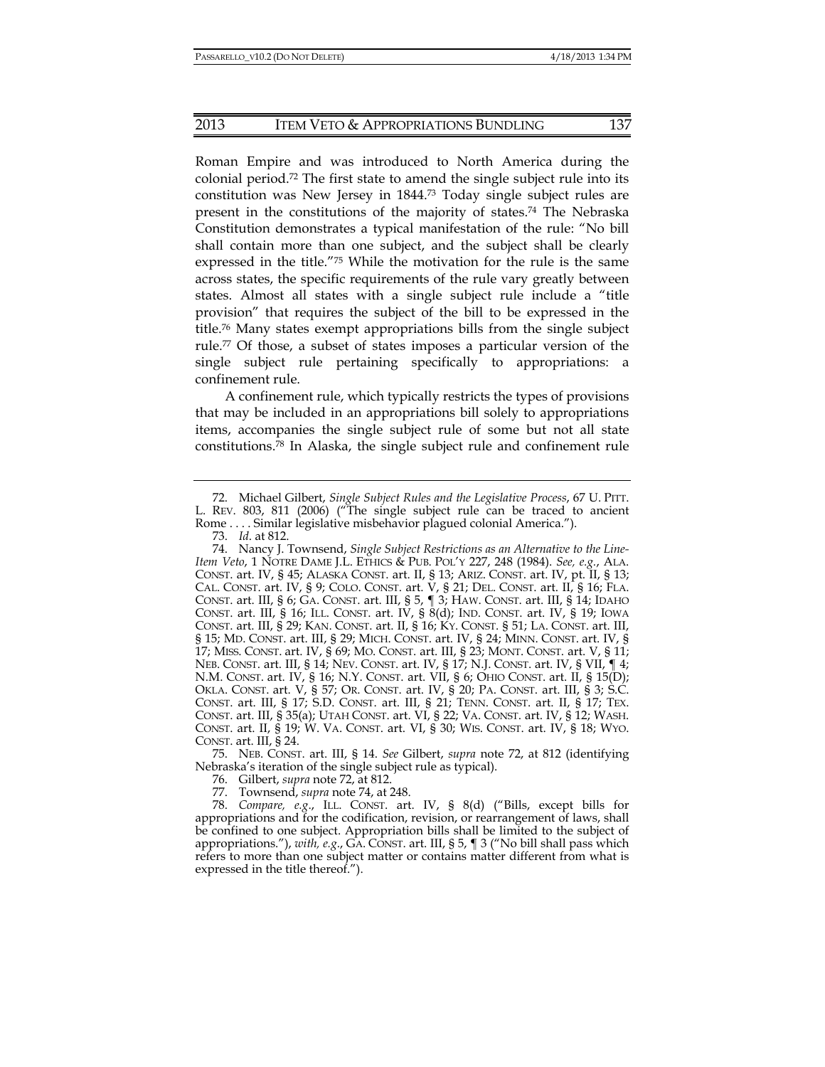Roman Empire and was introduced to North America during the colonial period.[72] The first state to amend the single subject rule into its constitution was New Jersey in 1844.[73] Today single subject rules are present in the constitutions of the majority of states.[74] The Nebraska Constitution demonstrates a typical manifestation of the rule: "No bill shall contain more than one subject, and the subject shall be clearly expressed in the title."[75] While the motivation for the rule is the same across states, the specific requirements of the rule vary greatly between states. Almost all states with a single subject rule include a "title provision" that requires the subject of the bill to be expressed in the title.[76] Many states exempt appropriations bills from the single subject rule.[77] Of those, a subset of states imposes a particular version of the single subject rule pertaining specifically to appropriations: a confinement rule.

A confinement rule, which typically restricts the types of provisions that may be included in an appropriations bill solely to appropriations items, accompanies the single subject rule of some but not all state constitutions.[78] In Alaska, the single subject rule and confinement rule

---

72. Michael Gilbert, *Single Subject Rules and the Legislative Process*, 67 U. PITT. L. REV. 803, 811 (2006) ("The single subject rule can be traced to ancient Rome . . . . Similar legislative misbehavior plagued colonial America.").

73. *Id.* at 812.

74. Nancy J. Townsend, *Single Subject Restrictions as an Alternative to the Line-Item Veto*, 1 NOTRE DAME J.L. ETHICS & PUB. POL'Y 227, 248 (1984). *See, e.g.*, ALA. CONST. art. IV, § 45; ALASKA CONST. art. II, § 13; ARIZ. CONST. art. IV, pt. II, § 13; CAL. CONST. art. IV, § 9; COLO. CONST. art. V, § 21; DEL. CONST. art. II, § 16; FLA. CONST. art. III, § 6; GA. CONST. art. III, § 5, ¶ 3; HAW. CONST. art. III, § 14; IDAHO CONST. art. III, § 16; ILL. CONST. art. IV, § 8(d); IND. CONST. art. IV, § 19; IOWA CONST. art. III, § 29; KAN. CONST. art. II, § 16; KY. CONST. § 51; LA. CONST. art. III, § 15; MD. CONST. art. III, § 29; MICH. CONST. art. IV, § 24; MINN. CONST. art. IV, § 17; MISS. CONST. art. IV, § 69; MO. CONST. art. III, § 23; MONT. CONST. art. V, § 11; NEB. CONST. art. III, § 14; NEV. CONST. art. IV, § 17; N.J. CONST. art. IV, § VII, ¶ 4; N.M. CONST. art. IV, § 16; N.Y. CONST. art. VII, § 6; OHIO CONST. art. II, § 15(D); OKLA. CONST. art. V, § 57; OR. CONST. art. IV, § 20; PA. CONST. art. III, § 3; S.C. CONST. art. III, § 17; S.D. CONST. art. III, § 21; TENN. CONST. art. II, § 17; TEX. CONST. art. III, § 35(a); UTAH CONST. art. VI, § 22; VA. CONST. art. IV, § 12; WASH. CONST. art. II, § 19; W. VA. CONST. art. VI, § 30; WIS. CONST. art. IV, § 18; WYO. CONST. art. III, § 24.

75. NEB. CONST. art. III, § 14. *See* Gilbert, *supra* note 72, at 812 (identifying Nebraska's iteration of the single subject rule as typical).

76. Gilbert, *supra* note 72, at 812.

77. Townsend, *supra* note 74, at 248.

78. *Compare, e.g.*, ILL. CONST. art. IV, § 8(d) ("Bills, except bills for appropriations and for the codification, revision, or rearrangement of laws, shall be confined to one subject. Appropriation bills shall be limited to the subject of appropriations."), *with, e.g.*, GA. CONST. art. III, § 5, ¶ 3 ("No bill shall pass which refers to more than one subject matter or contains matter different from what is expressed in the title thereof.").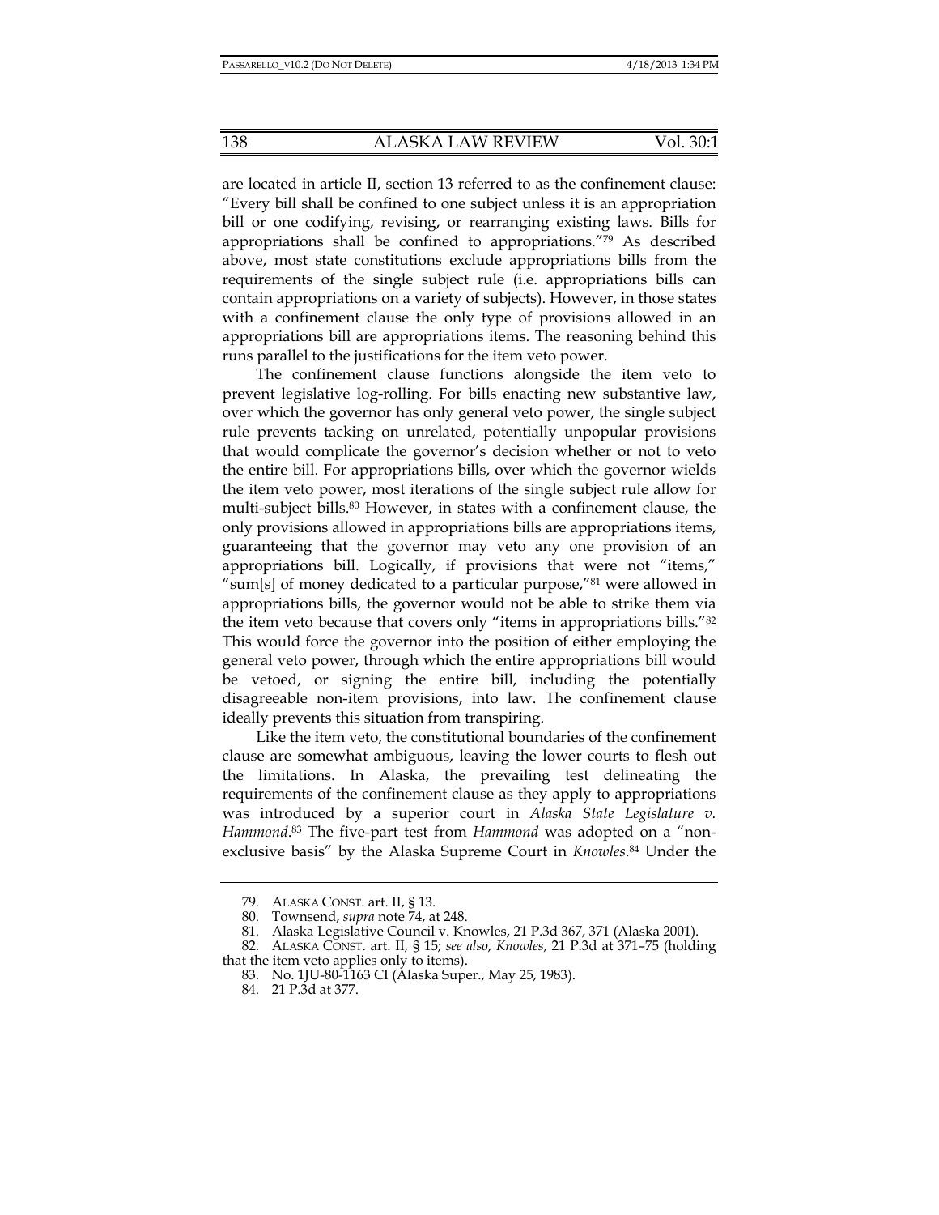are located in article II, section 13 referred to as the confinement clause: "Every bill shall be confined to one subject unless it is an appropriation bill or one codifying, revising, or rearranging existing laws. Bills for appropriations shall be confined to appropriations."[79] As described above, most state constitutions exclude appropriations bills from the requirements of the single subject rule (i.e. appropriations bills can contain appropriations on a variety of subjects). However, in those states with a confinement clause the only type of provisions allowed in an appropriations bill are appropriations items. The reasoning behind this runs parallel to the justifications for the item veto power.

The confinement clause functions alongside the item veto to prevent legislative log-rolling. For bills enacting new substantive law, over which the governor has only general veto power, the single subject rule prevents tacking on unrelated, potentially unpopular provisions that would complicate the governor's decision whether or not to veto the entire bill. For appropriations bills, over which the governor wields the item veto power, most iterations of the single subject rule allow for multi-subject bills.[80] However, in states with a confinement clause, the only provisions allowed in appropriations bills are appropriations items, guaranteeing that the governor may veto any one provision of an appropriations bill. Logically, if provisions that were not "items," "sum[s] of money dedicated to a particular purpose,"[81] were allowed in appropriations bills, the governor would not be able to strike them via the item veto because that covers only "items in appropriations bills."[82] This would force the governor into the position of either employing the general veto power, through which the entire appropriations bill would be vetoed, or signing the entire bill, including the potentially disagreeable non-item provisions, into law. The confinement clause ideally prevents this situation from transpiring.

Like the item veto, the constitutional boundaries of the confinement clause are somewhat ambiguous, leaving the lower courts to flesh out the limitations. In Alaska, the prevailing test delineating the requirements of the confinement clause as they apply to appropriations was introduced by a superior court in *Alaska State Legislature v. Hammond*.[83] The five-part test from *Hammond* was adopted on a "non-exclusive basis" by the Alaska Supreme Court in *Knowles*.[84] Under the

79. ALASKA CONST. art. II, § 13.

80. Townsend, *supra* note 74, at 248.

81. Alaska Legislative Council v. Knowles, 21 P.3d 367, 371 (Alaska 2001).

82. ALASKA CONST. art. II, § 15; *see also*, *Knowles*, 21 P.3d at 371–75 (holding that the item veto applies only to items).

83. No. 1JU-80-1163 CI (Alaska Super., May 25, 1983).

84. 21 P.3d at 377.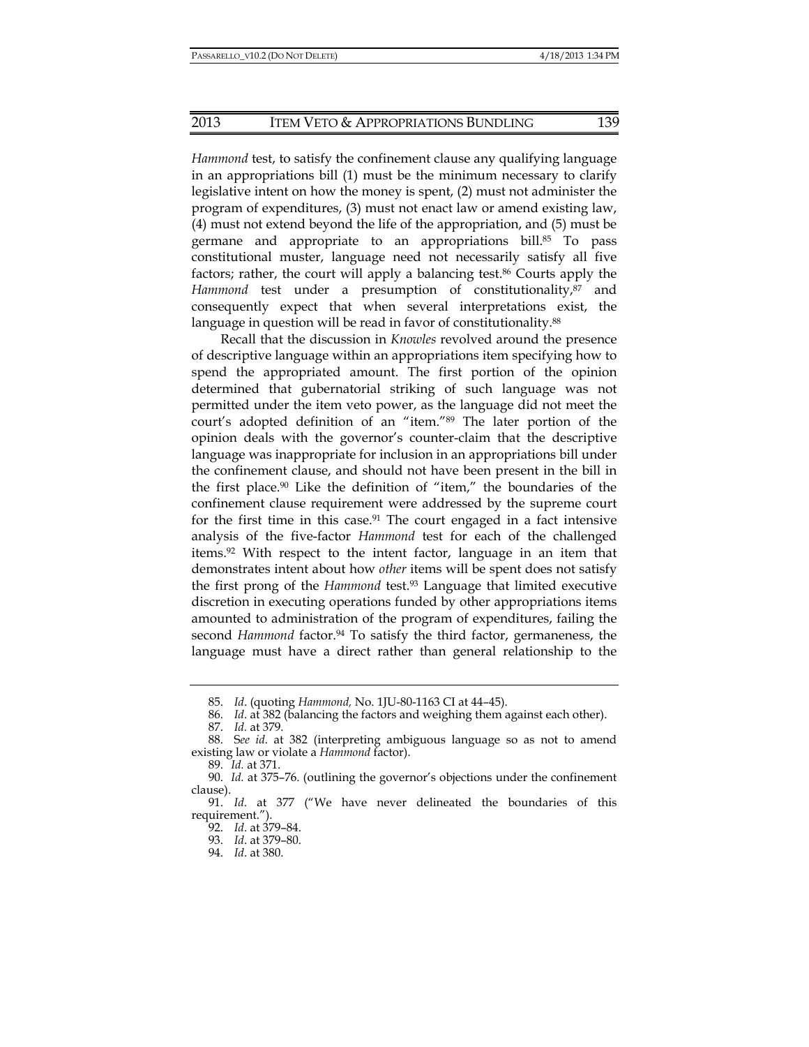*Hammond* test, to satisfy the confinement clause any qualifying language in an appropriations bill (1) must be the minimum necessary to clarify legislative intent on how the money is spent, (2) must not administer the program of expenditures, (3) must not enact law or amend existing law, (4) must not extend beyond the life of the appropriation, and (5) must be germane and appropriate to an appropriations bill.[85] To pass constitutional muster, language need not necessarily satisfy all five factors; rather, the court will apply a balancing test.[86] Courts apply the *Hammond* test under a presumption of constitutionality,[87] and consequently expect that when several interpretations exist, the language in question will be read in favor of constitutionality.[88]

Recall that the discussion in *Knowles* revolved around the presence of descriptive language within an appropriations item specifying how to spend the appropriated amount. The first portion of the opinion determined that gubernatorial striking of such language was not permitted under the item veto power, as the language did not meet the court's adopted definition of an "item."[89] The later portion of the opinion deals with the governor's counter-claim that the descriptive language was inappropriate for inclusion in an appropriations bill under the confinement clause, and should not have been present in the bill in the first place.[90] Like the definition of "item," the boundaries of the confinement clause requirement were addressed by the supreme court for the first time in this case.[91] The court engaged in a fact intensive analysis of the five-factor *Hammond* test for each of the challenged items.[92] With respect to the intent factor, language in an item that demonstrates intent about how *other* items will be spent does not satisfy the first prong of the *Hammond* test.[93] Language that limited executive discretion in executing operations funded by other appropriations items amounted to administration of the program of expenditures, failing the second *Hammond* factor.[94] To satisfy the third factor, germaneness, the language must have a direct rather than general relationship to the

---

85. *Id*. (quoting *Hammond,* No. 1JU-80-1163 CI at 44–45).

86. *Id*. at 382 (balancing the factors and weighing them against each other).

87. *Id.* at 379.

88. S*ee id*. at 382 (interpreting ambiguous language so as not to amend existing law or violate a *Hammond* factor).

89. *Id.* at 371.

90. *Id.* at 375–76. (outlining the governor's objections under the confinement clause).

91. *Id*. at 377 ("We have never delineated the boundaries of this requirement.").

92. *Id*. at 379–84.

93. *Id*. at 379–80.

94. *Id*. at 380.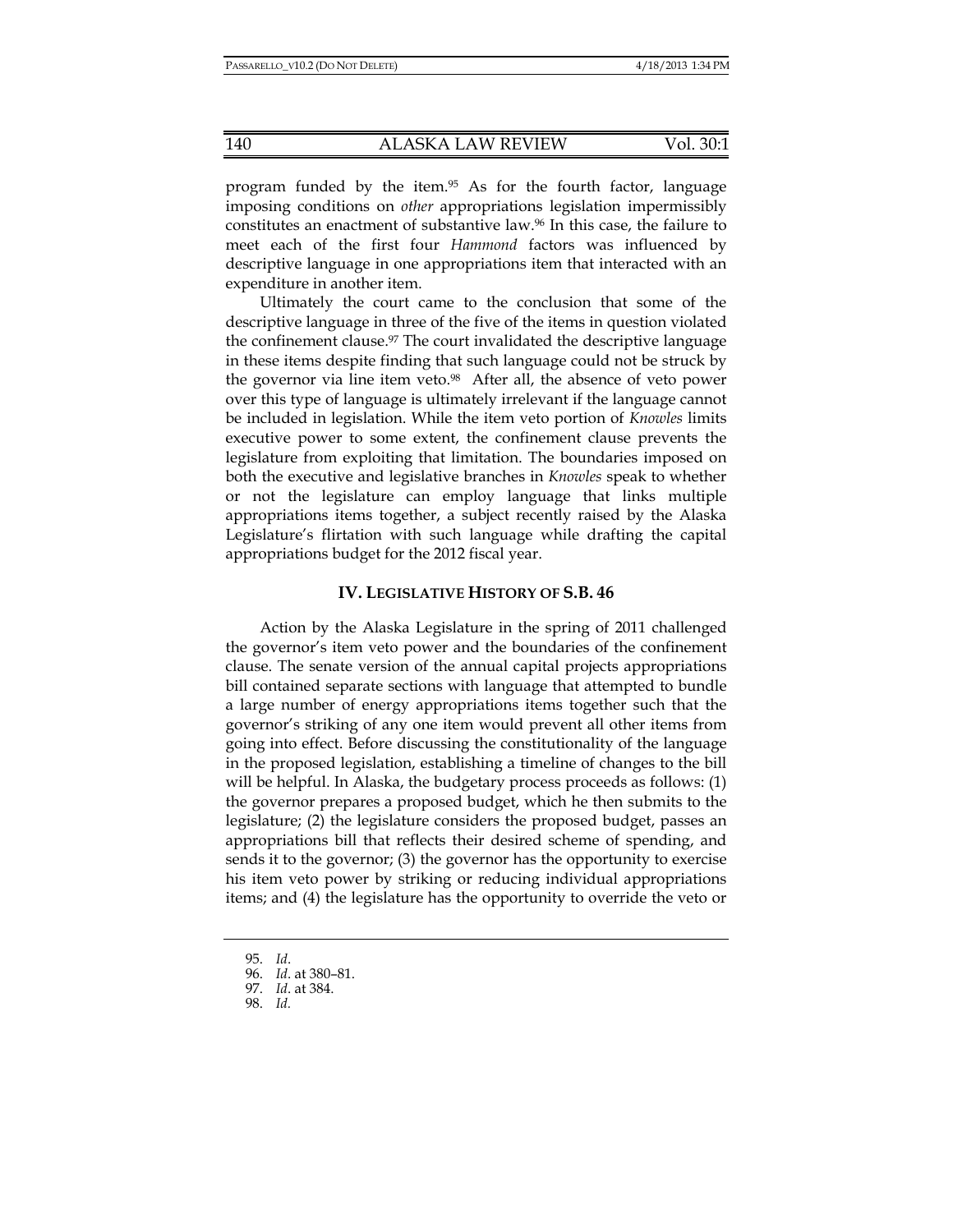program funded by the item.[95] As for the fourth factor, language imposing conditions on *other* appropriations legislation impermissibly constitutes an enactment of substantive law.[96] In this case, the failure to meet each of the first four *Hammond* factors was influenced by descriptive language in one appropriations item that interacted with an expenditure in another item.

Ultimately the court came to the conclusion that some of the descriptive language in three of the five of the items in question violated the confinement clause.[97] The court invalidated the descriptive language in these items despite finding that such language could not be struck by the governor via line item veto.[98] After all, the absence of veto power over this type of language is ultimately irrelevant if the language cannot be included in legislation. While the item veto portion of *Knowles* limits executive power to some extent, the confinement clause prevents the legislature from exploiting that limitation. The boundaries imposed on both the executive and legislative branches in *Knowles* speak to whether or not the legislature can employ language that links multiple appropriations items together, a subject recently raised by the Alaska Legislature's flirtation with such language while drafting the capital appropriations budget for the 2012 fiscal year.

## IV. LEGISLATIVE HISTORY OF S.B. 46

Action by the Alaska Legislature in the spring of 2011 challenged the governor's item veto power and the boundaries of the confinement clause. The senate version of the annual capital projects appropriations bill contained separate sections with language that attempted to bundle a large number of energy appropriations items together such that the governor's striking of any one item would prevent all other items from going into effect. Before discussing the constitutionality of the language in the proposed legislation, establishing a timeline of changes to the bill will be helpful. In Alaska, the budgetary process proceeds as follows: (1) the governor prepares a proposed budget, which he then submits to the legislature; (2) the legislature considers the proposed budget, passes an appropriations bill that reflects their desired scheme of spending, and sends it to the governor; (3) the governor has the opportunity to exercise his item veto power by striking or reducing individual appropriations items; and (4) the legislature has the opportunity to override the veto or

95. *Id*.
96. *Id*. at 380–81.
97. *Id*. at 384.
98. *Id*.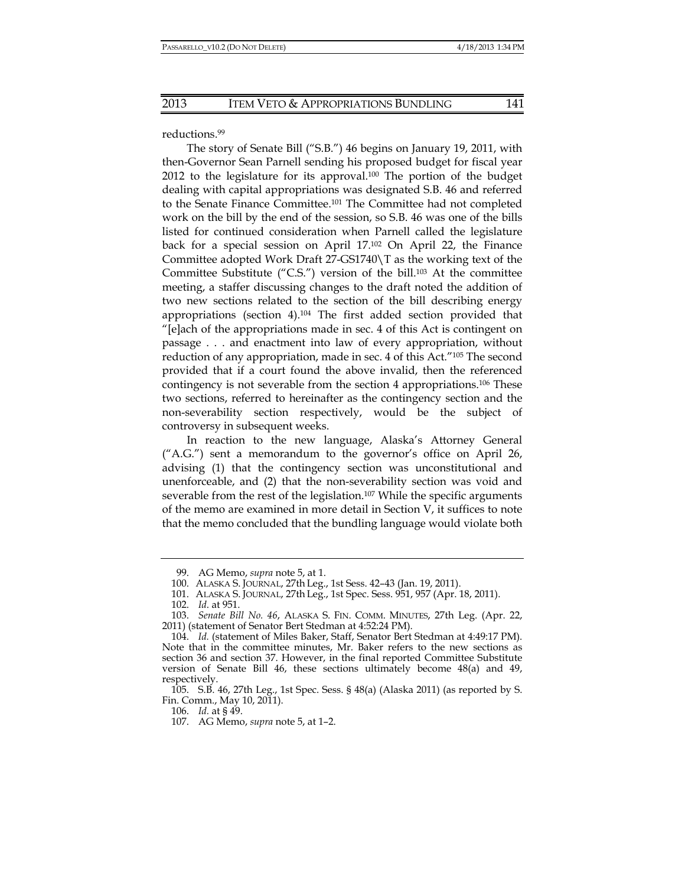reductions.[99]

The story of Senate Bill ("S.B.") 46 begins on January 19, 2011, with then-Governor Sean Parnell sending his proposed budget for fiscal year 2012 to the legislature for its approval.[100] The portion of the budget dealing with capital appropriations was designated S.B. 46 and referred to the Senate Finance Committee.[101] The Committee had not completed work on the bill by the end of the session, so S.B. 46 was one of the bills listed for continued consideration when Parnell called the legislature back for a special session on April 17.[102] On April 22, the Finance Committee adopted Work Draft 27-GS1740\T as the working text of the Committee Substitute ("C.S.") version of the bill.[103] At the committee meeting, a staffer discussing changes to the draft noted the addition of two new sections related to the section of the bill describing energy appropriations (section 4).[104] The first added section provided that "[e]ach of the appropriations made in sec. 4 of this Act is contingent on passage . . . and enactment into law of every appropriation, without reduction of any appropriation, made in sec. 4 of this Act."[105] The second provided that if a court found the above invalid, then the referenced contingency is not severable from the section 4 appropriations.[106] These two sections, referred to hereinafter as the contingency section and the non-severability section respectively, would be the subject of controversy in subsequent weeks.

In reaction to the new language, Alaska's Attorney General ("A.G.") sent a memorandum to the governor's office on April 26, advising (1) that the contingency section was unconstitutional and unenforceable, and (2) that the non-severability section was void and severable from the rest of the legislation.[107] While the specific arguments of the memo are examined in more detail in Section V, it suffices to note that the memo concluded that the bundling language would violate both

---

99. AG Memo, *supra* note 5, at 1.

100. ALASKA S. JOURNAL, 27th Leg., 1st Sess. 42–43 (Jan. 19, 2011).

101. ALASKA S. JOURNAL, 27th Leg., 1st Spec. Sess. 951, 957 (Apr. 18, 2011).

102. *Id*. at 951.

103. *Senate Bill No. 46*, ALASKA S. FIN. COMM. MINUTES, 27th Leg. (Apr. 22, 2011) (statement of Senator Bert Stedman at 4:52:24 PM).

104. *Id.* (statement of Miles Baker, Staff, Senator Bert Stedman at 4:49:17 PM). Note that in the committee minutes, Mr. Baker refers to the new sections as section 36 and section 37. However, in the final reported Committee Substitute version of Senate Bill 46, these sections ultimately become 48(a) and 49, respectively.

105. S.B. 46, 27th Leg., 1st Spec. Sess. § 48(a) (Alaska 2011) (as reported by S. Fin. Comm., May 10, 2011).

106. *Id.* at § 49.

107. AG Memo, *supra* note 5, at 1–2.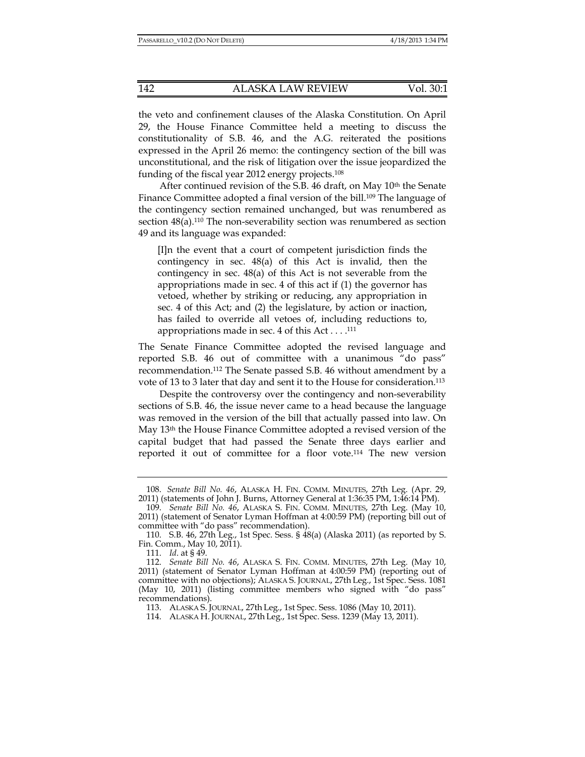the veto and confinement clauses of the Alaska Constitution. On April 29, the House Finance Committee held a meeting to discuss the constitutionality of S.B. 46, and the A.G. reiterated the positions expressed in the April 26 memo: the contingency section of the bill was unconstitutional, and the risk of litigation over the issue jeopardized the funding of the fiscal year 2012 energy projects.[108]

After continued revision of the S.B. 46 draft, on May 10th the Senate Finance Committee adopted a final version of the bill.[109] The language of the contingency section remained unchanged, but was renumbered as section 48(a).[110] The non-severability section was renumbered as section 49 and its language was expanded:

> [I]n the event that a court of competent jurisdiction finds the contingency in sec. 48(a) of this Act is invalid, then the contingency in sec. 48(a) of this Act is not severable from the appropriations made in sec. 4 of this act if (1) the governor has vetoed, whether by striking or reducing, any appropriation in sec. 4 of this Act; and (2) the legislature, by action or inaction, has failed to override all vetoes of, including reductions to, appropriations made in sec. 4 of this Act . . . .[111]

The Senate Finance Committee adopted the revised language and reported S.B. 46 out of committee with a unanimous "do pass" recommendation.[112] The Senate passed S.B. 46 without amendment by a vote of 13 to 3 later that day and sent it to the House for consideration.[113]

Despite the controversy over the contingency and non-severability sections of S.B. 46, the issue never came to a head because the language was removed in the version of the bill that actually passed into law. On May 13th the House Finance Committee adopted a revised version of the capital budget that had passed the Senate three days earlier and reported it out of committee for a floor vote.[114] The new version

---

108. *Senate Bill No. 46*, ALASKA H. FIN. COMM. MINUTES, 27th Leg. (Apr. 29, 2011) (statements of John J. Burns, Attorney General at 1:36:35 PM, 1:46:14 PM).

109. *Senate Bill No. 46*, ALASKA S. FIN. COMM. MINUTES, 27th Leg. (May 10, 2011) (statement of Senator Lyman Hoffman at 4:00:59 PM) (reporting bill out of committee with "do pass" recommendation).

110. S.B. 46, 27th Leg., 1st Spec. Sess. § 48(a) (Alaska 2011) (as reported by S. Fin. Comm., May 10, 2011).

111. *Id*. at § 49.

112. *Senate Bill No. 46*, ALASKA S. FIN. COMM. MINUTES, 27th Leg. (May 10, 2011) (statement of Senator Lyman Hoffman at 4:00:59 PM) (reporting out of committee with no objections); ALASKA S. JOURNAL, 27th Leg., 1st Spec. Sess. 1081 (May 10, 2011) (listing committee members who signed with "do pass" recommendations).

113. ALASKA S. JOURNAL, 27th Leg., 1st Spec. Sess. 1086 (May 10, 2011).

114. ALASKA H. JOURNAL, 27th Leg., 1st Spec. Sess. 1239 (May 13, 2011).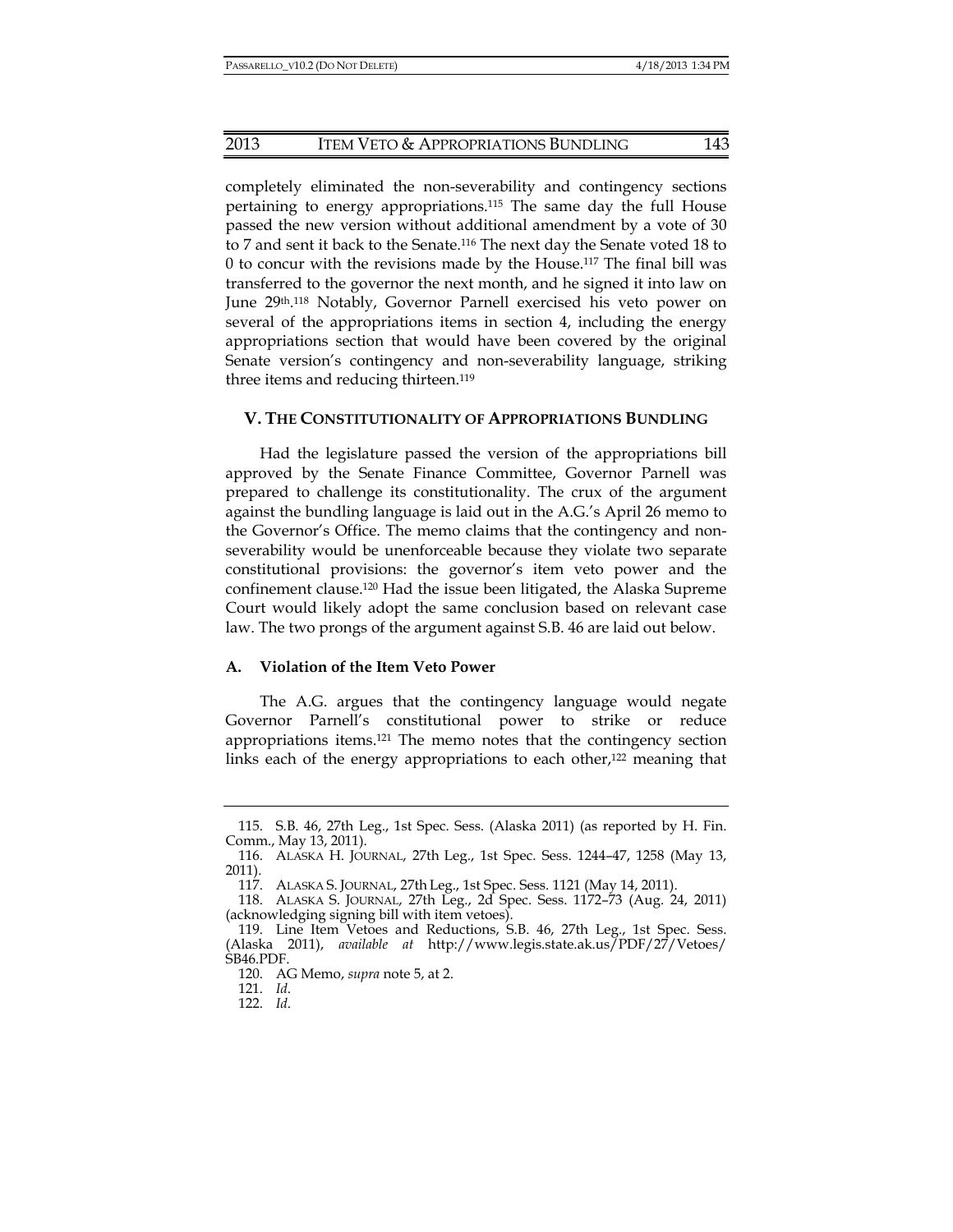completely eliminated the non-severability and contingency sections pertaining to energy appropriations.[115] The same day the full House passed the new version without additional amendment by a vote of 30 to 7 and sent it back to the Senate.[116] The next day the Senate voted 18 to 0 to concur with the revisions made by the House.[117] The final bill was transferred to the governor the next month, and he signed it into law on June 29th.[118] Notably, Governor Parnell exercised his veto power on several of the appropriations items in section 4, including the energy appropriations section that would have been covered by the original Senate version's contingency and non-severability language, striking three items and reducing thirteen.[119]

## V. THE CONSTITUTIONALITY OF APPROPRIATIONS BUNDLING

Had the legislature passed the version of the appropriations bill approved by the Senate Finance Committee, Governor Parnell was prepared to challenge its constitutionality. The crux of the argument against the bundling language is laid out in the A.G.'s April 26 memo to the Governor's Office. The memo claims that the contingency and non-severability would be unenforceable because they violate two separate constitutional provisions: the governor's item veto power and the confinement clause.[120] Had the issue been litigated, the Alaska Supreme Court would likely adopt the same conclusion based on relevant case law. The two prongs of the argument against S.B. 46 are laid out below.

### A. Violation of the Item Veto Power

The A.G. argues that the contingency language would negate Governor Parnell's constitutional power to strike or reduce appropriations items.[121] The memo notes that the contingency section links each of the energy appropriations to each other,[122] meaning that

---

115. S.B. 46, 27th Leg., 1st Spec. Sess. (Alaska 2011) (as reported by H. Fin. Comm., May 13, 2011).

116. ALASKA H. JOURNAL, 27th Leg., 1st Spec. Sess. 1244–47, 1258 (May 13, 2011).

117. ALASKA S. JOURNAL, 27th Leg., 1st Spec. Sess. 1121 (May 14, 2011).

118. ALASKA S. JOURNAL, 27th Leg., 2d Spec. Sess. 1172–73 (Aug. 24, 2011) (acknowledging signing bill with item vetoes).

119. Line Item Vetoes and Reductions, S.B. 46, 27th Leg., 1st Spec. Sess. (Alaska 2011), *available at* http://www.legis.state.ak.us/PDF/27/Vetoes/SB46.PDF.

120. AG Memo, *supra* note 5, at 2.

121. *Id.*

122. *Id.*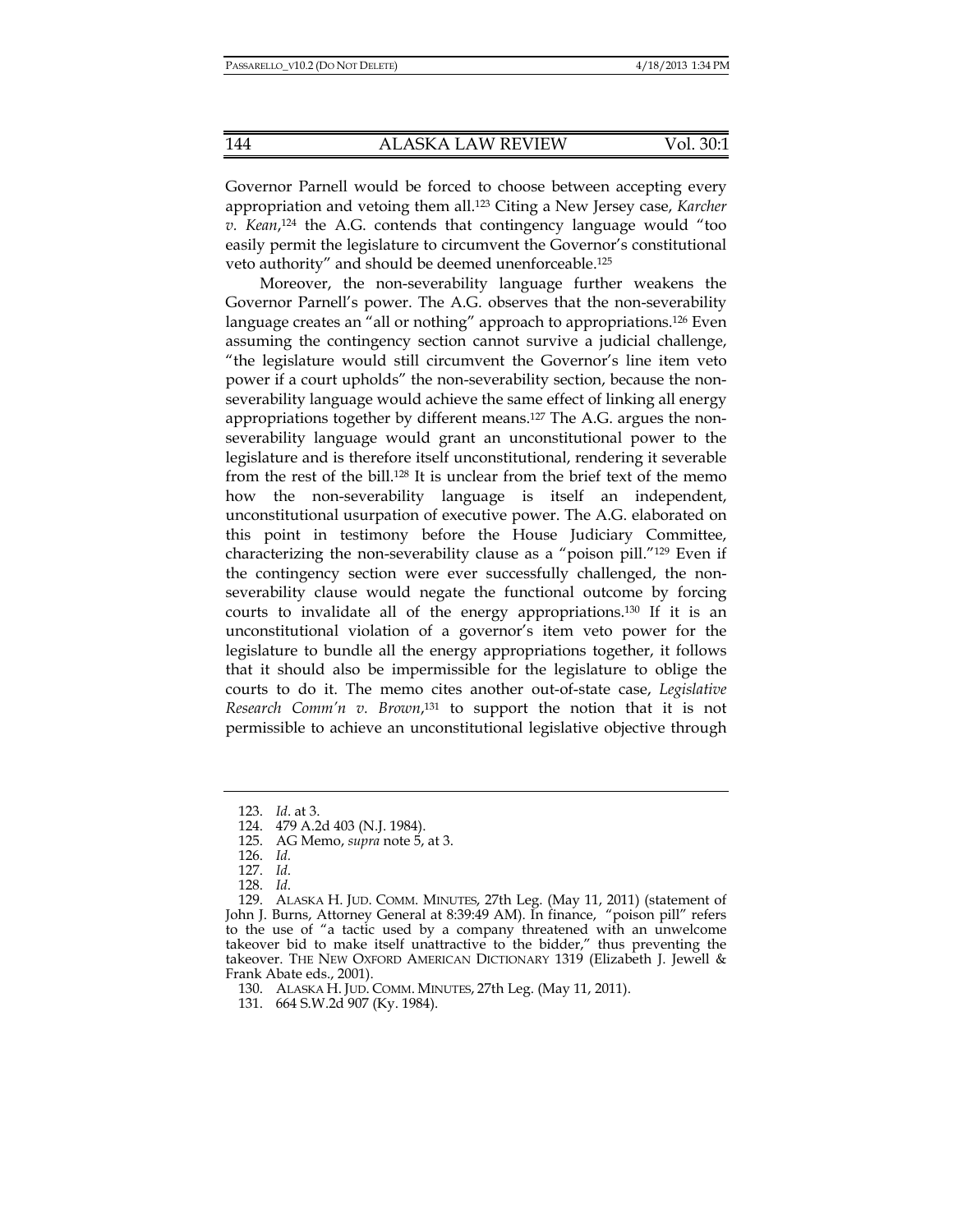Governor Parnell would be forced to choose between accepting every appropriation and vetoing them all.[123] Citing a New Jersey case, *Karcher v. Kean*,[124] the A.G. contends that contingency language would "too easily permit the legislature to circumvent the Governor's constitutional veto authority" and should be deemed unenforceable.[125]

Moreover, the non-severability language further weakens the Governor Parnell's power. The A.G. observes that the non-severability language creates an "all or nothing" approach to appropriations.[126] Even assuming the contingency section cannot survive a judicial challenge, "the legislature would still circumvent the Governor's line item veto power if a court upholds" the non-severability section, because the non-severability language would achieve the same effect of linking all energy appropriations together by different means.[127] The A.G. argues the non-severability language would grant an unconstitutional power to the legislature and is therefore itself unconstitutional, rendering it severable from the rest of the bill.[128] It is unclear from the brief text of the memo how the non-severability language is itself an independent, unconstitutional usurpation of executive power. The A.G. elaborated on this point in testimony before the House Judiciary Committee, characterizing the non-severability clause as a "poison pill."[129] Even if the contingency section were ever successfully challenged, the non-severability clause would negate the functional outcome by forcing courts to invalidate all of the energy appropriations.[130] If it is an unconstitutional violation of a governor's item veto power for the legislature to bundle all the energy appropriations together, it follows that it should also be impermissible for the legislature to oblige the courts to do it. The memo cites another out-of-state case, *Legislative Research Comm'n v. Brown*,[131] to support the notion that it is not permissible to achieve an unconstitutional legislative objective through

---

123. *Id.* at 3.

124. 479 A.2d 403 (N.J. 1984).

125. AG Memo, *supra* note 5, at 3.

126. *Id.*

127. *Id.*

128. *Id.*

129. ALASKA H. JUD. COMM. MINUTES, 27th Leg. (May 11, 2011) (statement of John J. Burns, Attorney General at 8:39:49 AM). In finance, "poison pill" refers to the use of "a tactic used by a company threatened with an unwelcome takeover bid to make itself unattractive to the bidder," thus preventing the takeover. THE NEW OXFORD AMERICAN DICTIONARY 1319 (Elizabeth J. Jewell & Frank Abate eds., 2001).

130. ALASKA H. JUD. COMM. MINUTES, 27th Leg. (May 11, 2011).

131. 664 S.W.2d 907 (Ky. 1984).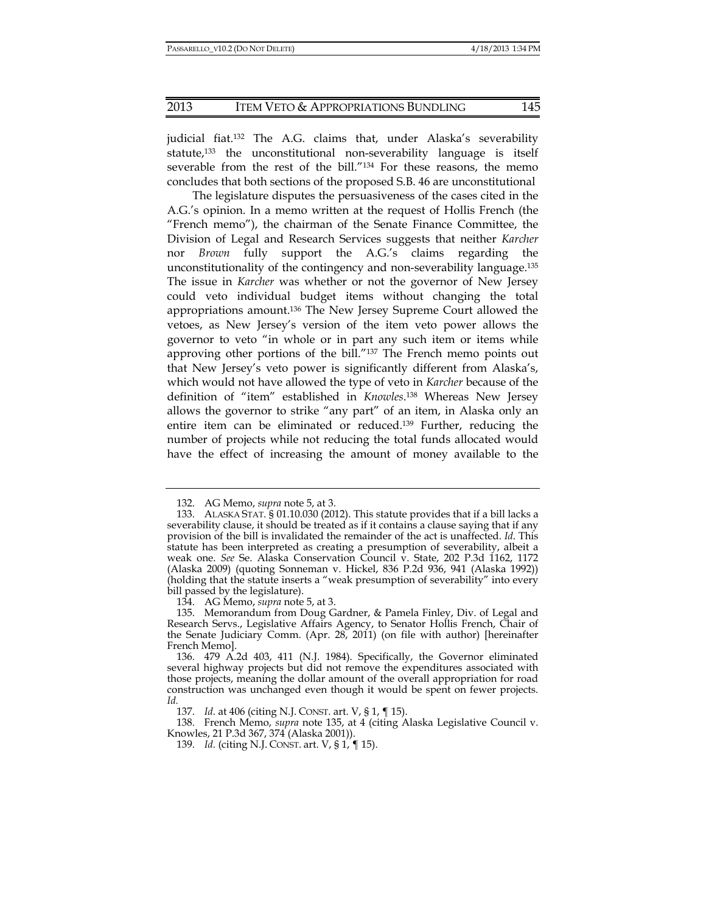judicial fiat.[132] The A.G. claims that, under Alaska's severability statute,[133] the unconstitutional non-severability language is itself severable from the rest of the bill."[134] For these reasons, the memo concludes that both sections of the proposed S.B. 46 are unconstitutional

The legislature disputes the persuasiveness of the cases cited in the A.G.'s opinion. In a memo written at the request of Hollis French (the "French memo"), the chairman of the Senate Finance Committee, the Division of Legal and Research Services suggests that neither *Karcher* nor *Brown* fully support the A.G.'s claims regarding the unconstitutionality of the contingency and non-severability language.[135] The issue in *Karcher* was whether or not the governor of New Jersey could veto individual budget items without changing the total appropriations amount.[136] The New Jersey Supreme Court allowed the vetoes, as New Jersey's version of the item veto power allows the governor to veto "in whole or in part any such item or items while approving other portions of the bill."[137] The French memo points out that New Jersey's veto power is significantly different from Alaska's, which would not have allowed the type of veto in *Karcher* because of the definition of "item" established in *Knowles*.[138] Whereas New Jersey allows the governor to strike "any part" of an item, in Alaska only an entire item can be eliminated or reduced.[139] Further, reducing the number of projects while not reducing the total funds allocated would have the effect of increasing the amount of money available to the

---

132. AG Memo, *supra* note 5, at 3.

133. ALASKA STAT. § 01.10.030 (2012). This statute provides that if a bill lacks a severability clause, it should be treated as if it contains a clause saying that if any provision of the bill is invalidated the remainder of the act is unaffected. *Id*. This statute has been interpreted as creating a presumption of severability, albeit a weak one. *See* Se. Alaska Conservation Council v. State, 202 P.3d 1162, 1172 (Alaska 2009) (quoting Sonneman v. Hickel, 836 P.2d 936, 941 (Alaska 1992)) (holding that the statute inserts a "weak presumption of severability" into every bill passed by the legislature).

134. AG Memo, *supra* note 5, at 3.

135. Memorandum from Doug Gardner, & Pamela Finley, Div. of Legal and Research Servs., Legislative Affairs Agency, to Senator Hollis French, Chair of the Senate Judiciary Comm. (Apr. 28, 2011) (on file with author) [hereinafter French Memo].

136. 479 A.2d 403, 411 (N.J. 1984). Specifically, the Governor eliminated several highway projects but did not remove the expenditures associated with those projects, meaning the dollar amount of the overall appropriation for road construction was unchanged even though it would be spent on fewer projects. *Id.*

137. *Id*. at 406 (citing N.J. CONST. art. V, § 1, ¶ 15).

138. French Memo, *supra* note 135, at 4 (citing Alaska Legislative Council v. Knowles, 21 P.3d 367, 374 (Alaska 2001)).

139. *Id.* (citing N.J. CONST. art. V, § 1, ¶ 15).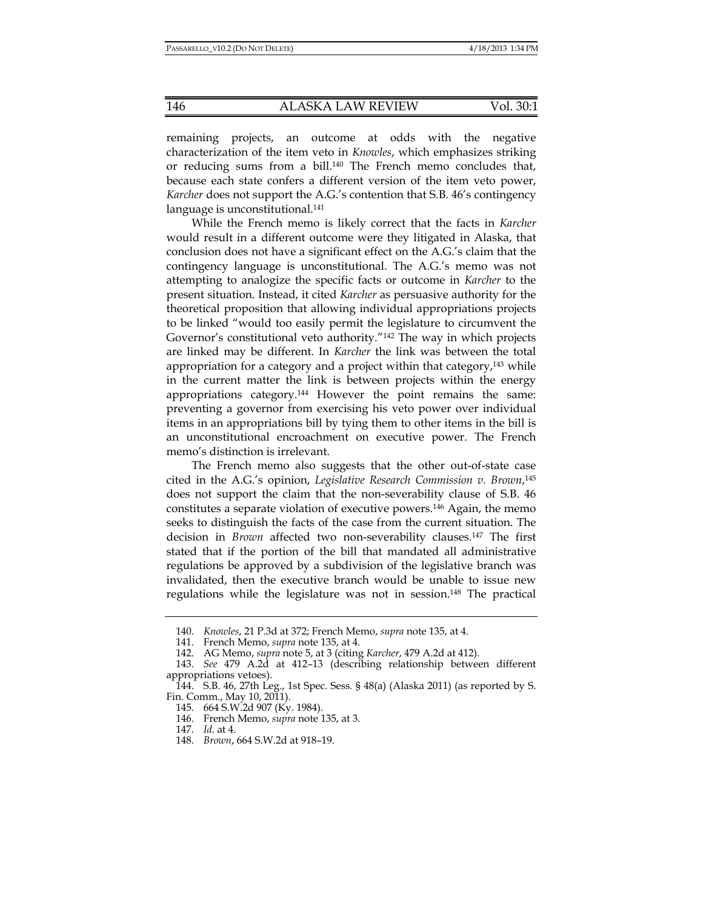remaining projects, an outcome at odds with the negative characterization of the item veto in *Knowles*, which emphasizes striking or reducing sums from a bill.[140] The French memo concludes that, because each state confers a different version of the item veto power, *Karcher* does not support the A.G.'s contention that S.B. 46's contingency language is unconstitutional.[141]

While the French memo is likely correct that the facts in *Karcher* would result in a different outcome were they litigated in Alaska, that conclusion does not have a significant effect on the A.G.'s claim that the contingency language is unconstitutional. The A.G.'s memo was not attempting to analogize the specific facts or outcome in *Karcher* to the present situation. Instead, it cited *Karcher* as persuasive authority for the theoretical proposition that allowing individual appropriations projects to be linked "would too easily permit the legislature to circumvent the Governor's constitutional veto authority."[142] The way in which projects are linked may be different. In *Karcher* the link was between the total appropriation for a category and a project within that category,[143] while in the current matter the link is between projects within the energy appropriations category.[144] However the point remains the same: preventing a governor from exercising his veto power over individual items in an appropriations bill by tying them to other items in the bill is an unconstitutional encroachment on executive power. The French memo's distinction is irrelevant.

The French memo also suggests that the other out-of-state case cited in the A.G.'s opinion, *Legislative Research Commission v. Brown*,[145] does not support the claim that the non-severability clause of S.B. 46 constitutes a separate violation of executive powers.[146] Again, the memo seeks to distinguish the facts of the case from the current situation. The decision in *Brown* affected two non-severability clauses.[147] The first stated that if the portion of the bill that mandated all administrative regulations be approved by a subdivision of the legislative branch was invalidated, then the executive branch would be unable to issue new regulations while the legislature was not in session.[148] The practical

---

140. *Knowles*, 21 P.3d at 372; French Memo, *supra* note 135, at 4.
141. French Memo, *supra* note 135, at 4.
142. AG Memo, *supra* note 5, at 3 (citing *Karcher*, 479 A.2d at 412).
143. *See* 479 A.2d at 412–13 (describing relationship between different appropriations vetoes).
144. S.B. 46, 27th Leg., 1st Spec. Sess. § 48(a) (Alaska 2011) (as reported by S. Fin. Comm., May 10, 2011).
145. 664 S.W.2d 907 (Ky. 1984).
146. French Memo, *supra* note 135, at 3.
147. *Id*. at 4.
148. *Brown*, 664 S.W.2d at 918–19.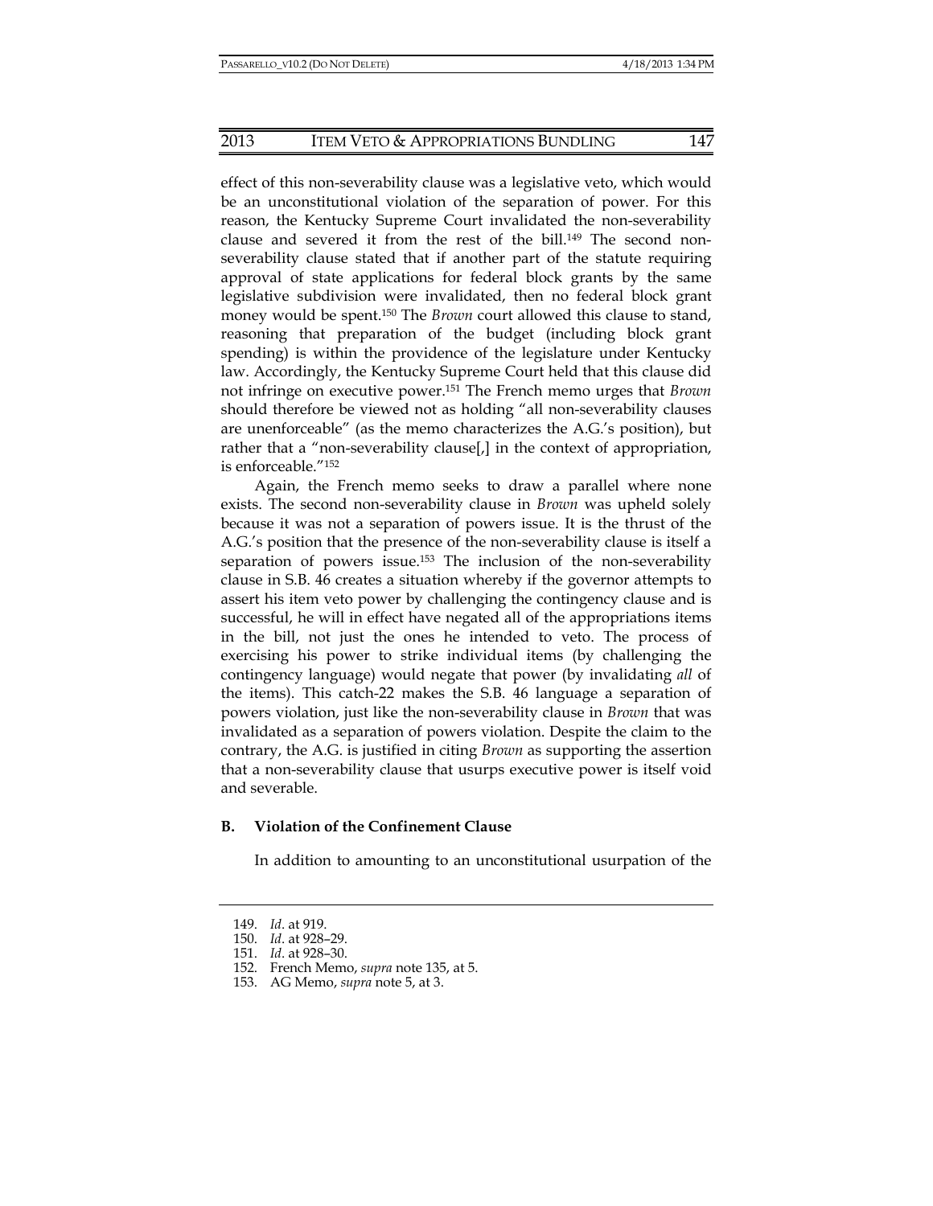effect of this non-severability clause was a legislative veto, which would be an unconstitutional violation of the separation of power. For this reason, the Kentucky Supreme Court invalidated the non-severability clause and severed it from the rest of the bill.[149] The second non-severability clause stated that if another part of the statute requiring approval of state applications for federal block grants by the same legislative subdivision were invalidated, then no federal block grant money would be spent.[150] The *Brown* court allowed this clause to stand, reasoning that preparation of the budget (including block grant spending) is within the providence of the legislature under Kentucky law. Accordingly, the Kentucky Supreme Court held that this clause did not infringe on executive power.[151] The French memo urges that *Brown* should therefore be viewed not as holding "all non-severability clauses are unenforceable" (as the memo characterizes the A.G.'s position), but rather that a "non-severability clause[,] in the context of appropriation, is enforceable."[152]

Again, the French memo seeks to draw a parallel where none exists. The second non-severability clause in *Brown* was upheld solely because it was not a separation of powers issue. It is the thrust of the A.G.'s position that the presence of the non-severability clause is itself a separation of powers issue.[153] The inclusion of the non-severability clause in S.B. 46 creates a situation whereby if the governor attempts to assert his item veto power by challenging the contingency clause and is successful, he will in effect have negated all of the appropriations items in the bill, not just the ones he intended to veto. The process of exercising his power to strike individual items (by challenging the contingency language) would negate that power (by invalidating *all* of the items). This catch-22 makes the S.B. 46 language a separation of powers violation, just like the non-severability clause in *Brown* that was invalidated as a separation of powers violation. Despite the claim to the contrary, the A.G. is justified in citing *Brown* as supporting the assertion that a non-severability clause that usurps executive power is itself void and severable.

### B. Violation of the Confinement Clause

In addition to amounting to an unconstitutional usurpation of the

---

149. *Id*. at 919.
150. *Id*. at 928–29.
151. *Id*. at 928–30.
152. French Memo, *supra* note 135, at 5.
153. AG Memo, *supra* note 5, at 3.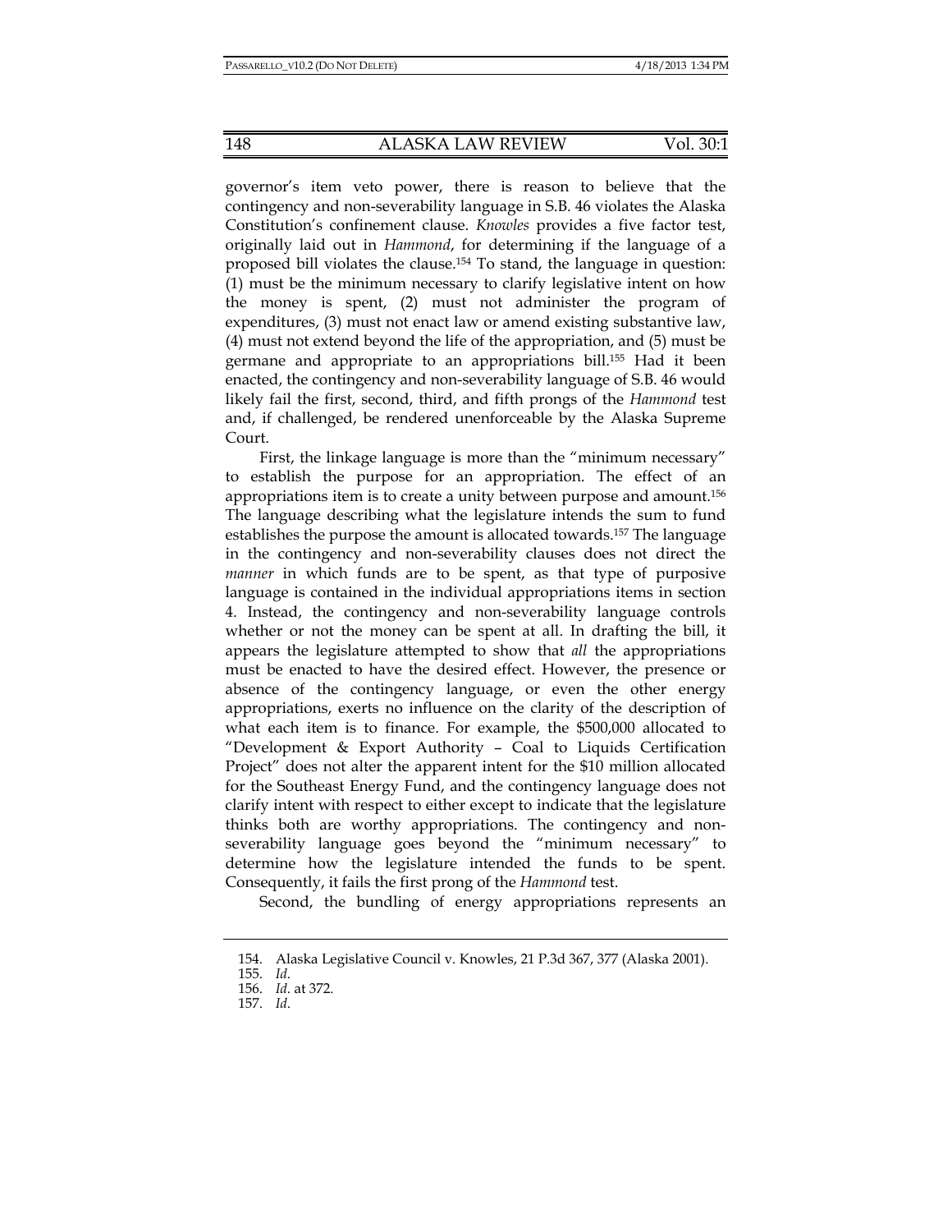governor's item veto power, there is reason to believe that the contingency and non-severability language in S.B. 46 violates the Alaska Constitution's confinement clause. *Knowles* provides a five factor test, originally laid out in *Hammond*, for determining if the language of a proposed bill violates the clause.[154] To stand, the language in question: (1) must be the minimum necessary to clarify legislative intent on how the money is spent, (2) must not administer the program of expenditures, (3) must not enact law or amend existing substantive law, (4) must not extend beyond the life of the appropriation, and (5) must be germane and appropriate to an appropriations bill.[155] Had it been enacted, the contingency and non-severability language of S.B. 46 would likely fail the first, second, third, and fifth prongs of the *Hammond* test and, if challenged, be rendered unenforceable by the Alaska Supreme Court.

First, the linkage language is more than the "minimum necessary" to establish the purpose for an appropriation. The effect of an appropriations item is to create a unity between purpose and amount.[156] The language describing what the legislature intends the sum to fund establishes the purpose the amount is allocated towards.[157] The language in the contingency and non-severability clauses does not direct the *manner* in which funds are to be spent, as that type of purposive language is contained in the individual appropriations items in section 4. Instead, the contingency and non-severability language controls whether or not the money can be spent at all. In drafting the bill, it appears the legislature attempted to show that *all* the appropriations must be enacted to have the desired effect. However, the presence or absence of the contingency language, or even the other energy appropriations, exerts no influence on the clarity of the description of what each item is to finance. For example, the $500,000 allocated to "Development & Export Authority – Coal to Liquids Certification Project" does not alter the apparent intent for the $10 million allocated for the Southeast Energy Fund, and the contingency language does not clarify intent with respect to either except to indicate that the legislature thinks both are worthy appropriations. The contingency and non-severability language goes beyond the "minimum necessary" to determine how the legislature intended the funds to be spent. Consequently, it fails the first prong of the *Hammond* test.

Second, the bundling of energy appropriations represents an

---

154. Alaska Legislative Council v. Knowles, 21 P.3d 367, 377 (Alaska 2001).

155. *Id.*

156. *Id.* at 372.

157. *Id.*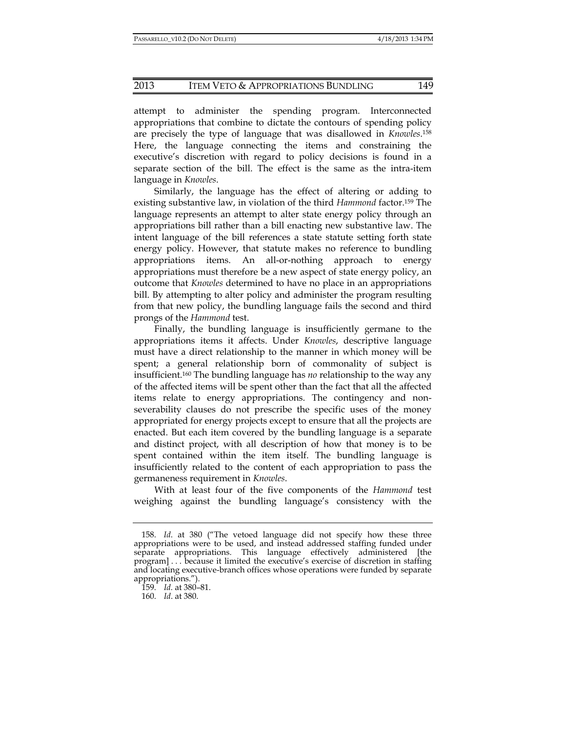attempt to administer the spending program. Interconnected appropriations that combine to dictate the contours of spending policy are precisely the type of language that was disallowed in *Knowles*.[158] Here, the language connecting the items and constraining the executive's discretion with regard to policy decisions is found in a separate section of the bill. The effect is the same as the intra-item language in *Knowles*.

Similarly, the language has the effect of altering or adding to existing substantive law, in violation of the third *Hammond* factor.[159] The language represents an attempt to alter state energy policy through an appropriations bill rather than a bill enacting new substantive law. The intent language of the bill references a state statute setting forth state energy policy. However, that statute makes no reference to bundling appropriations items. An all-or-nothing approach to energy appropriations must therefore be a new aspect of state energy policy, an outcome that *Knowles* determined to have no place in an appropriations bill. By attempting to alter policy and administer the program resulting from that new policy, the bundling language fails the second and third prongs of the *Hammond* test.

Finally, the bundling language is insufficiently germane to the appropriations items it affects. Under *Knowles*, descriptive language must have a direct relationship to the manner in which money will be spent; a general relationship born of commonality of subject is insufficient.[160] The bundling language has *no* relationship to the way any of the affected items will be spent other than the fact that all the affected items relate to energy appropriations. The contingency and non-severability clauses do not prescribe the specific uses of the money appropriated for energy projects except to ensure that all the projects are enacted. But each item covered by the bundling language is a separate and distinct project, with all description of how that money is to be spent contained within the item itself. The bundling language is insufficiently related to the content of each appropriation to pass the germaneness requirement in *Knowles*.

With at least four of the five components of the *Hammond* test weighing against the bundling language's consistency with the

---

158. *Id*. at 380 ("The vetoed language did not specify how these three appropriations were to be used, and instead addressed staffing funded under separate appropriations. This language effectively administered [the program] . . . because it limited the executive's exercise of discretion in staffing and locating executive-branch offices whose operations were funded by separate appropriations.").

159. *Id.* at 380–81.

160. *Id*. at 380.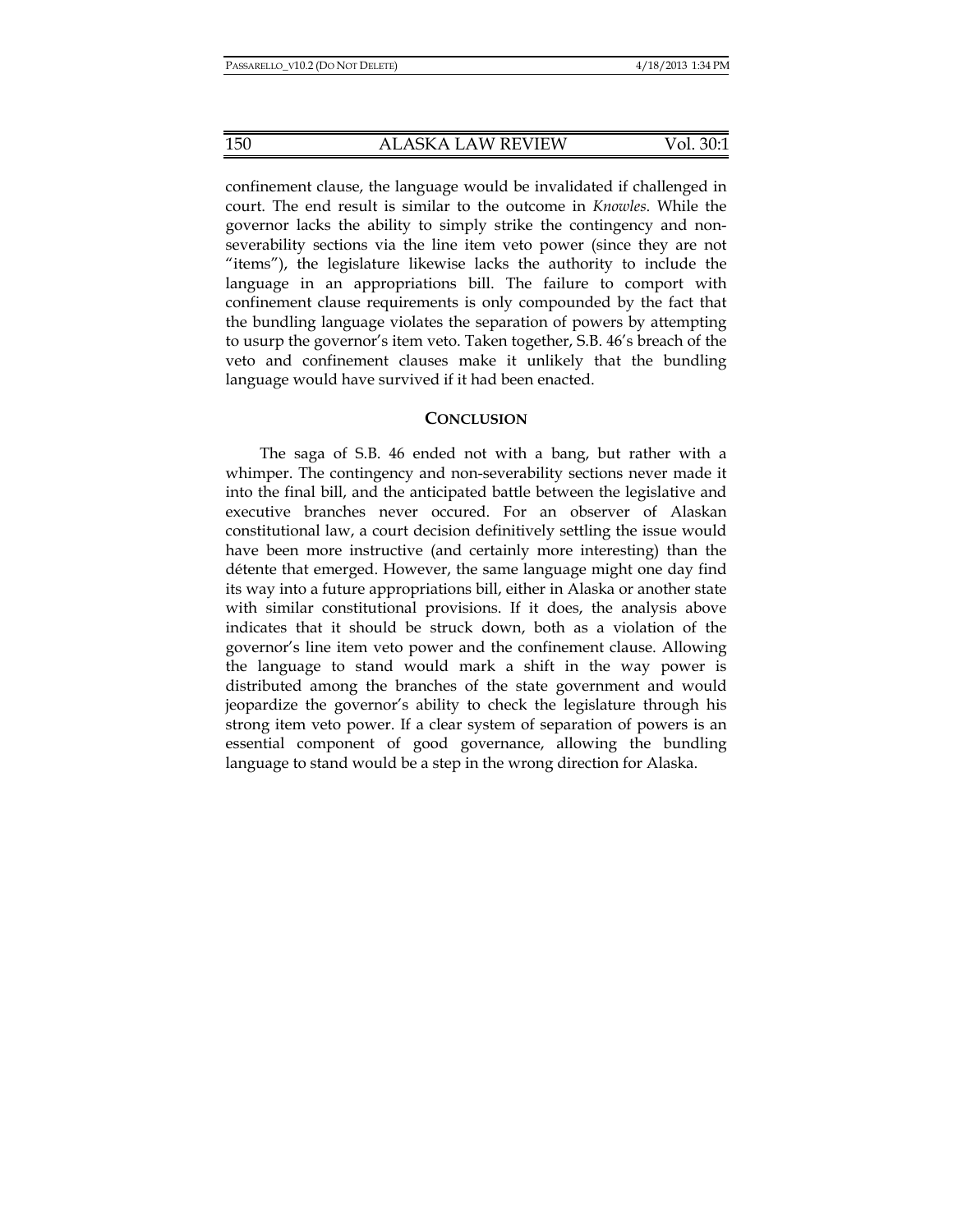confinement clause, the language would be invalidated if challenged in court. The end result is similar to the outcome in *Knowles*. While the governor lacks the ability to simply strike the contingency and non-severability sections via the line item veto power (since they are not "items"), the legislature likewise lacks the authority to include the language in an appropriations bill. The failure to comport with confinement clause requirements is only compounded by the fact that the bundling language violates the separation of powers by attempting to usurp the governor's item veto. Taken together, S.B. 46's breach of the veto and confinement clauses make it unlikely that the bundling language would have survived if it had been enacted.

## CONCLUSION

The saga of S.B. 46 ended not with a bang, but rather with a whimper. The contingency and non-severability sections never made it into the final bill, and the anticipated battle between the legislative and executive branches never occured. For an observer of Alaskan constitutional law, a court decision definitively settling the issue would have been more instructive (and certainly more interesting) than the détente that emerged. However, the same language might one day find its way into a future appropriations bill, either in Alaska or another state with similar constitutional provisions. If it does, the analysis above indicates that it should be struck down, both as a violation of the governor's line item veto power and the confinement clause. Allowing the language to stand would mark a shift in the way power is distributed among the branches of the state government and would jeopardize the governor's ability to check the legislature through his strong item veto power. If a clear system of separation of powers is an essential component of good governance, allowing the bundling language to stand would be a step in the wrong direction for Alaska.